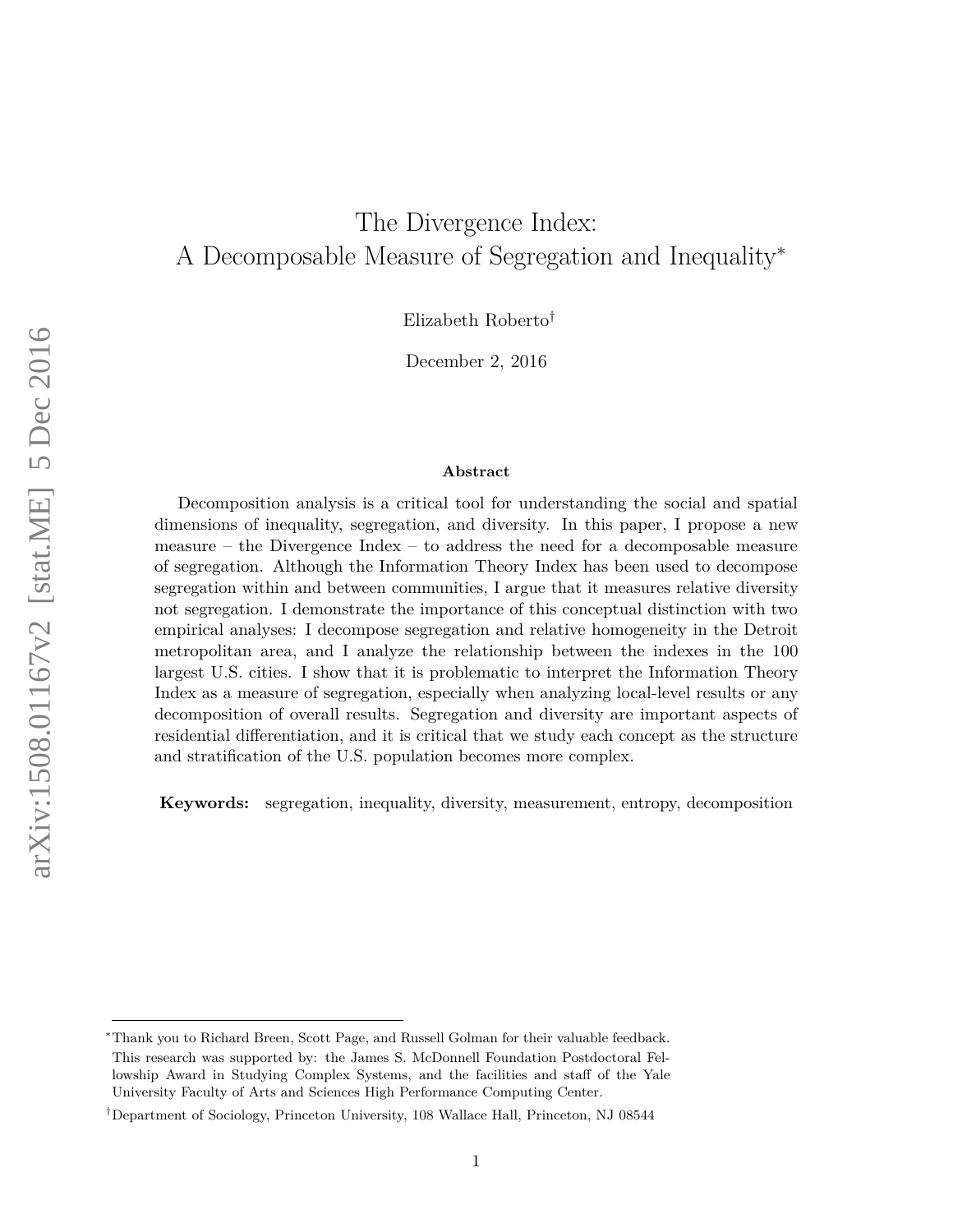# The Divergence Index: A Decomposable Measure of Segregation and Inequality[*]

Elizabeth Roberto[†]

December 2, 2016

## Abstract

Decomposition analysis is a critical tool for understanding the social and spatial dimensions of inequality, segregation, and diversity. In this paper, I propose a new measure – the Divergence Index – to address the need for a decomposable measure of segregation. Although the Information Theory Index has been used to decompose segregation within and between communities, I argue that it measures relative diversity not segregation. I demonstrate the importance of this conceptual distinction with two empirical analyses: I decompose segregation and relative homogeneity in the Detroit metropolitan area, and I analyze the relationship between the indexes in the 100 largest U.S. cities. I show that it is problematic to interpret the Information Theory Index as a measure of segregation, especially when analyzing local-level results or any decomposition of overall results. Segregation and diversity are important aspects of residential differentiation, and it is critical that we study each concept as the structure and stratification of the U.S. population becomes more complex.

**Keywords:** segregation, inequality, diversity, measurement, entropy, decomposition

---

[*] Thank you to Richard Breen, Scott Page, and Russell Golman for their valuable feedback. This research was supported by: the James S. McDonnell Foundation Postdoctoral Fellowship Award in Studying Complex Systems, and the facilities and staff of the Yale University Faculty of Arts and Sciences High Performance Computing Center.

[†] Department of Sociology, Princeton University, 108 Wallace Hall, Princeton, NJ 08544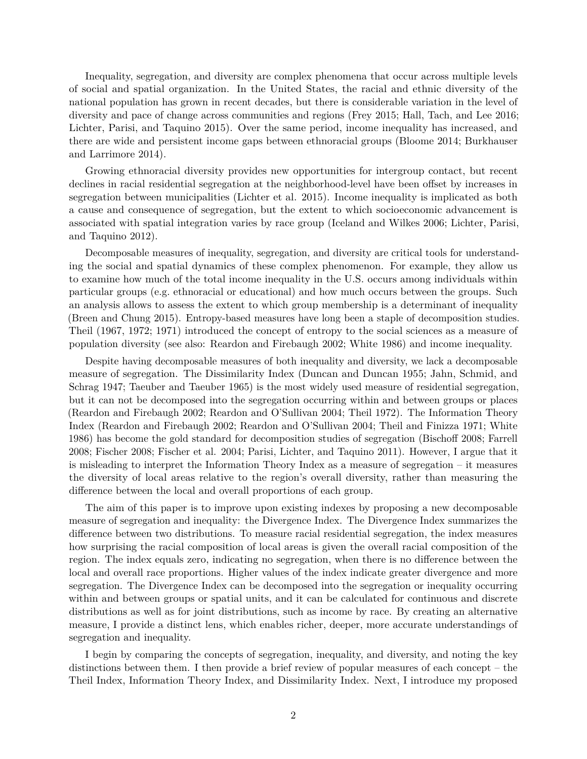Inequality, segregation, and diversity are complex phenomena that occur across multiple levels of social and spatial organization. In the United States, the racial and ethnic diversity of the national population has grown in recent decades, but there is considerable variation in the level of diversity and pace of change across communities and regions (Frey 2015; Hall, Tach, and Lee 2016; Lichter, Parisi, and Taquino 2015). Over the same period, income inequality has increased, and there are wide and persistent income gaps between ethnoracial groups (Bloome 2014; Burkhauser and Larrimore 2014).

Growing ethnoracial diversity provides new opportunities for intergroup contact, but recent declines in racial residential segregation at the neighborhood-level have been offset by increases in segregation between municipalities (Lichter et al. 2015). Income inequality is implicated as both a cause and consequence of segregation, but the extent to which socioeconomic advancement is associated with spatial integration varies by race group (Iceland and Wilkes 2006; Lichter, Parisi, and Taquino 2012).

Decomposable measures of inequality, segregation, and diversity are critical tools for understanding the social and spatial dynamics of these complex phenomenon. For example, they allow us to examine how much of the total income inequality in the U.S. occurs among individuals within particular groups (e.g. ethnoracial or educational) and how much occurs between the groups. Such an analysis allows to assess the extent to which group membership is a determinant of inequality (Breen and Chung 2015). Entropy-based measures have long been a staple of decomposition studies. Theil (1967, 1972; 1971) introduced the concept of entropy to the social sciences as a measure of population diversity (see also: Reardon and Firebaugh 2002; White 1986) and income inequality.

Despite having decomposable measures of both inequality and diversity, we lack a decomposable measure of segregation. The Dissimilarity Index (Duncan and Duncan 1955; Jahn, Schmid, and Schrag 1947; Taeuber and Taeuber 1965) is the most widely used measure of residential segregation, but it can not be decomposed into the segregation occurring within and between groups or places (Reardon and Firebaugh 2002; Reardon and O'Sullivan 2004; Theil 1972). The Information Theory Index (Reardon and Firebaugh 2002; Reardon and O'Sullivan 2004; Theil and Finizza 1971; White 1986) has become the gold standard for decomposition studies of segregation (Bischoff 2008; Farrell 2008; Fischer 2008; Fischer et al. 2004; Parisi, Lichter, and Taquino 2011). However, I argue that it is misleading to interpret the Information Theory Index as a measure of segregation – it measures the diversity of local areas relative to the region's overall diversity, rather than measuring the difference between the local and overall proportions of each group.

The aim of this paper is to improve upon existing indexes by proposing a new decomposable measure of segregation and inequality: the Divergence Index. The Divergence Index summarizes the difference between two distributions. To measure racial residential segregation, the index measures how surprising the racial composition of local areas is given the overall racial composition of the region. The index equals zero, indicating no segregation, when there is no difference between the local and overall race proportions. Higher values of the index indicate greater divergence and more segregation. The Divergence Index can be decomposed into the segregation or inequality occurring within and between groups or spatial units, and it can be calculated for continuous and discrete distributions as well as for joint distributions, such as income by race. By creating an alternative measure, I provide a distinct lens, which enables richer, deeper, more accurate understandings of segregation and inequality.

I begin by comparing the concepts of segregation, inequality, and diversity, and noting the key distinctions between them. I then provide a brief review of popular measures of each concept – the Theil Index, Information Theory Index, and Dissimilarity Index. Next, I introduce my proposed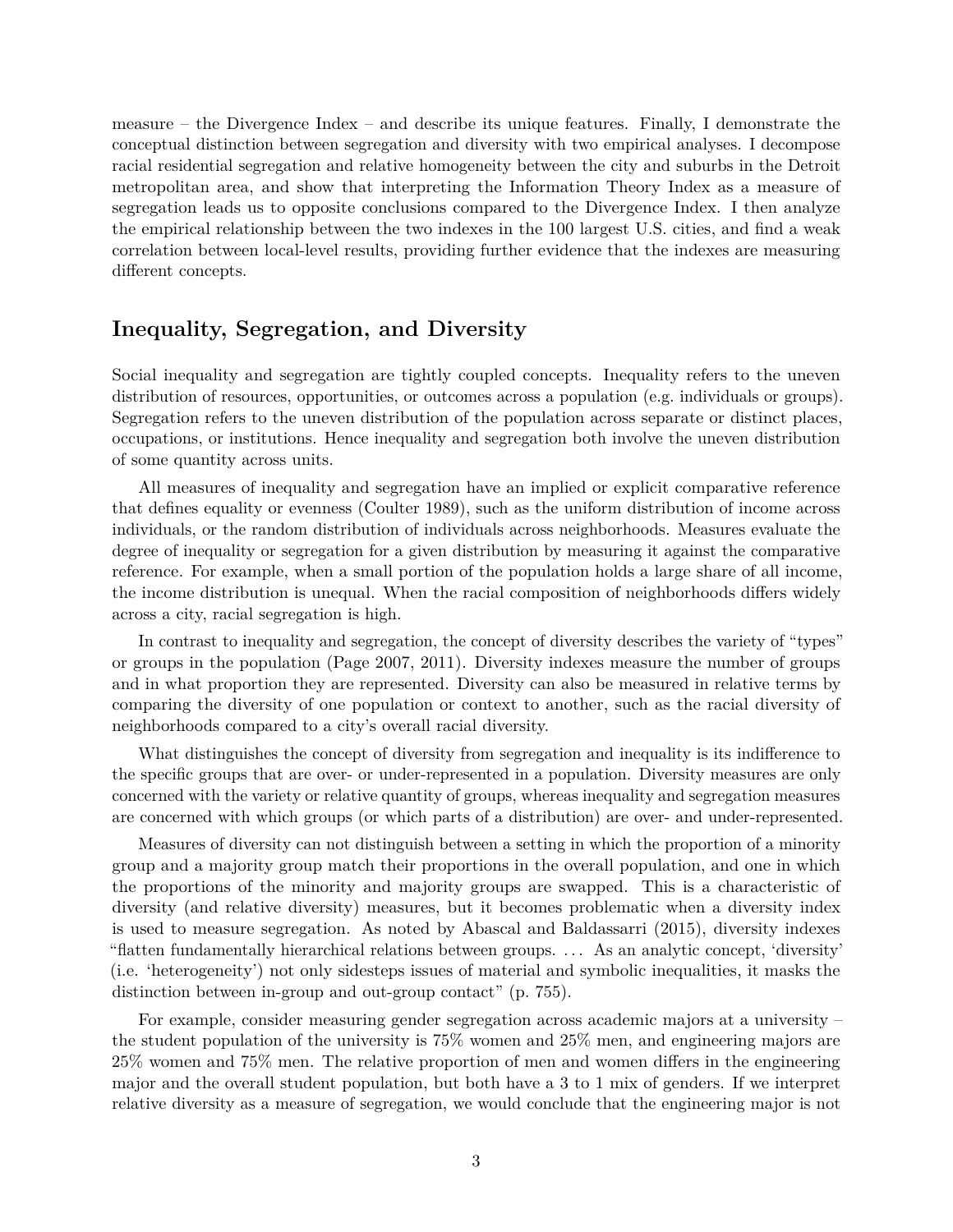measure – the Divergence Index – and describe its unique features. Finally, I demonstrate the conceptual distinction between segregation and diversity with two empirical analyses. I decompose racial residential segregation and relative homogeneity between the city and suburbs in the Detroit metropolitan area, and show that interpreting the Information Theory Index as a measure of segregation leads us to opposite conclusions compared to the Divergence Index. I then analyze the empirical relationship between the two indexes in the 100 largest U.S. cities, and find a weak correlation between local-level results, providing further evidence that the indexes are measuring different concepts.

## Inequality, Segregation, and Diversity

Social inequality and segregation are tightly coupled concepts. Inequality refers to the uneven distribution of resources, opportunities, or outcomes across a population (e.g. individuals or groups). Segregation refers to the uneven distribution of the population across separate or distinct places, occupations, or institutions. Hence inequality and segregation both involve the uneven distribution of some quantity across units.

All measures of inequality and segregation have an implied or explicit comparative reference that defines equality or evenness (Coulter 1989), such as the uniform distribution of income across individuals, or the random distribution of individuals across neighborhoods. Measures evaluate the degree of inequality or segregation for a given distribution by measuring it against the comparative reference. For example, when a small portion of the population holds a large share of all income, the income distribution is unequal. When the racial composition of neighborhoods differs widely across a city, racial segregation is high.

In contrast to inequality and segregation, the concept of diversity describes the variety of "types" or groups in the population (Page 2007, 2011). Diversity indexes measure the number of groups and in what proportion they are represented. Diversity can also be measured in relative terms by comparing the diversity of one population or context to another, such as the racial diversity of neighborhoods compared to a city's overall racial diversity.

What distinguishes the concept of diversity from segregation and inequality is its indifference to the specific groups that are over- or under-represented in a population. Diversity measures are only concerned with the variety or relative quantity of groups, whereas inequality and segregation measures are concerned with which groups (or which parts of a distribution) are over- and under-represented.

Measures of diversity can not distinguish between a setting in which the proportion of a minority group and a majority group match their proportions in the overall population, and one in which the proportions of the minority and majority groups are swapped. This is a characteristic of diversity (and relative diversity) measures, but it becomes problematic when a diversity index is used to measure segregation. As noted by Abascal and Baldassarri (2015), diversity indexes "flatten fundamentally hierarchical relations between groups. ... As an analytic concept, 'diversity' (i.e. 'heterogeneity') not only sidesteps issues of material and symbolic inequalities, it masks the distinction between in-group and out-group contact" (p. 755).

For example, consider measuring gender segregation across academic majors at a university – the student population of the university is 75% women and 25% men, and engineering majors are 25% women and 75% men. The relative proportion of men and women differs in the engineering major and the overall student population, but both have a 3 to 1 mix of genders. If we interpret relative diversity as a measure of segregation, we would conclude that the engineering major is not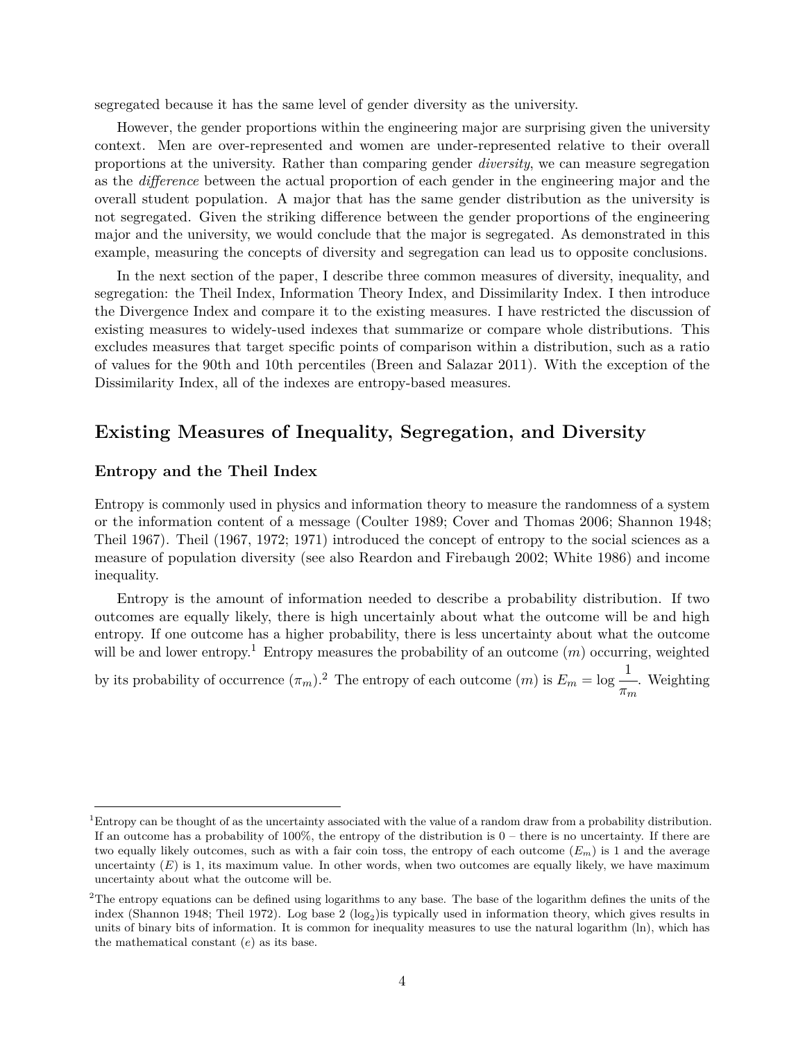segregated because it has the same level of gender diversity as the university.

However, the gender proportions within the engineering major are surprising given the university context. Men are over-represented and women are under-represented relative to their overall proportions at the university. Rather than comparing gender *diversity*, we can measure segregation as the *difference* between the actual proportion of each gender in the engineering major and the overall student population. A major that has the same gender distribution as the university is not segregated. Given the striking difference between the gender proportions of the engineering major and the university, we would conclude that the major is segregated. As demonstrated in this example, measuring the concepts of diversity and segregation can lead us to opposite conclusions.

In the next section of the paper, I describe three common measures of diversity, inequality, and segregation: the Theil Index, Information Theory Index, and Dissimilarity Index. I then introduce the Divergence Index and compare it to the existing measures. I have restricted the discussion of existing measures to widely-used indexes that summarize or compare whole distributions. This excludes measures that target specific points of comparison within a distribution, such as a ratio of values for the 90th and 10th percentiles (Breen and Salazar 2011). With the exception of the Dissimilarity Index, all of the indexes are entropy-based measures.

## Existing Measures of Inequality, Segregation, and Diversity

### Entropy and the Theil Index

Entropy is commonly used in physics and information theory to measure the randomness of a system or the information content of a message (Coulter 1989; Cover and Thomas 2006; Shannon 1948; Theil 1967). Theil (1967, 1972; 1971) introduced the concept of entropy to the social sciences as a measure of population diversity (see also Reardon and Firebaugh 2002; White 1986) and income inequality.

Entropy is the amount of information needed to describe a probability distribution. If two outcomes are equally likely, there is high uncertainly about what the outcome will be and high entropy. If one outcome has a higher probability, there is less uncertainty about what the outcome will be and lower entropy.[1] Entropy measures the probability of an outcome ($m$) occurring, weighted by its probability of occurrence ($\pi_m$).[2] The entropy of each outcome ($m$) is $E_m = \log \dfrac{1}{\pi_m}$. Weighting

---

[1] Entropy can be thought of as the uncertainty associated with the value of a random draw from a probability distribution. If an outcome has a probability of 100%, the entropy of the distribution is 0 – there is no uncertainty. If there are two equally likely outcomes, such as with a fair coin toss, the entropy of each outcome ($E_m$) is 1 and the average uncertainty ($E$) is 1, its maximum value. In other words, when two outcomes are equally likely, we have maximum uncertainty about what the outcome will be.

[2] The entropy equations can be defined using logarithms to any base. The base of the logarithm defines the units of the index (Shannon 1948; Theil 1972). Log base 2 ($\log_2$)is typically used in information theory, which gives results in units of binary bits of information. It is common for inequality measures to use the natural logarithm (ln), which has the mathematical constant ($e$) as its base.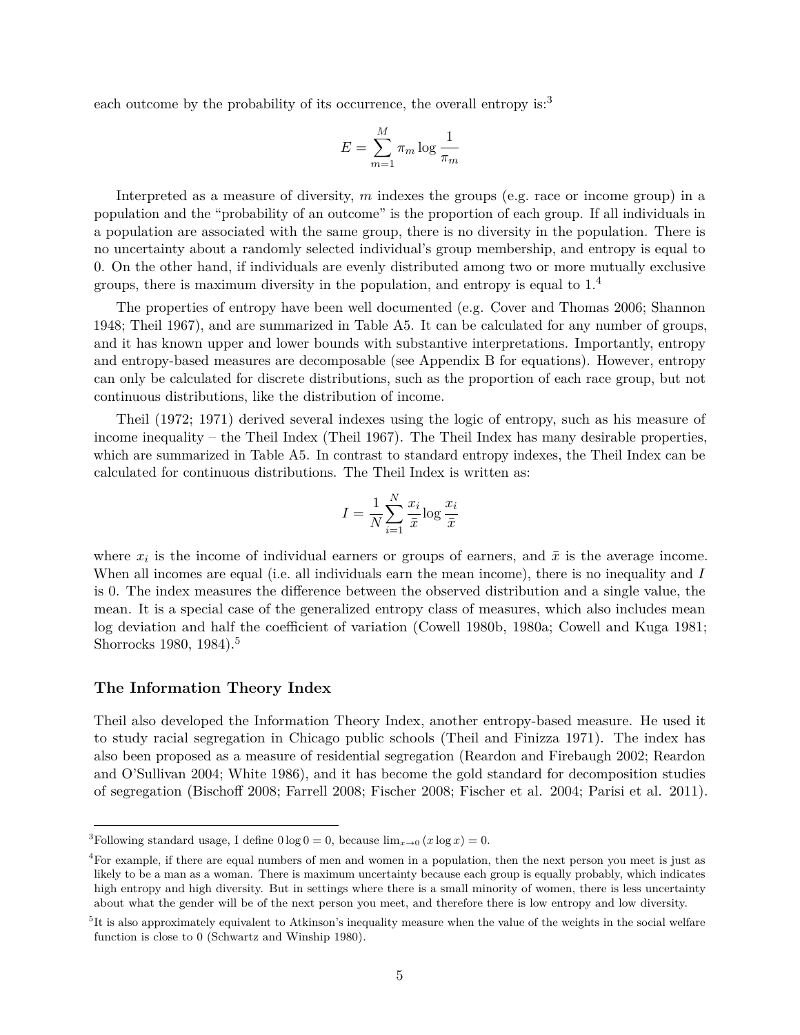each outcome by the probability of its occurrence, the overall entropy is:[3]

$$E = \sum_{m=1}^{M} \pi_m \log \frac{1}{\pi_m}$$

Interpreted as a measure of diversity, $m$ indexes the groups (e.g. race or income group) in a population and the "probability of an outcome" is the proportion of each group. If all individuals in a population are associated with the same group, there is no diversity in the population. There is no uncertainty about a randomly selected individual's group membership, and entropy is equal to 0. On the other hand, if individuals are evenly distributed among two or more mutually exclusive groups, there is maximum diversity in the population, and entropy is equal to 1.[4]

The properties of entropy have been well documented (e.g. Cover and Thomas 2006; Shannon 1948; Theil 1967), and are summarized in Table A5. It can be calculated for any number of groups, and it has known upper and lower bounds with substantive interpretations. Importantly, entropy and entropy-based measures are decomposable (see Appendix B for equations). However, entropy can only be calculated for discrete distributions, such as the proportion of each race group, but not continuous distributions, like the distribution of income.

Theil (1972; 1971) derived several indexes using the logic of entropy, such as his measure of income inequality – the Theil Index (Theil 1967). The Theil Index has many desirable properties, which are summarized in Table A5. In contrast to standard entropy indexes, the Theil Index can be calculated for continuous distributions. The Theil Index is written as:

$$I = \frac{1}{N} \sum_{i=1}^{N} \frac{x_i}{\bar{x}} \log \frac{x_i}{\bar{x}}$$

where $x_i$ is the income of individual earners or groups of earners, and $\bar{x}$ is the average income. When all incomes are equal (i.e. all individuals earn the mean income), there is no inequality and $I$ is 0. The index measures the difference between the observed distribution and a single value, the mean. It is a special case of the generalized entropy class of measures, which also includes mean log deviation and half the coefficient of variation (Cowell 1980b, 1980a; Cowell and Kuga 1981; Shorrocks 1980, 1984).[5]

### The Information Theory Index

Theil also developed the Information Theory Index, another entropy-based measure. He used it to study racial segregation in Chicago public schools (Theil and Finizza 1971). The index has also been proposed as a measure of residential segregation (Reardon and Firebaugh 2002; Reardon and O'Sullivan 2004; White 1986), and it has become the gold standard for decomposition studies of segregation (Bischoff 2008; Farrell 2008; Fischer 2008; Fischer et al. 2004; Parisi et al. 2011).

---

[3] Following standard usage, I define $0 \log 0 = 0$, because $\lim_{x \to 0} (x \log x) = 0$.

[4] For example, if there are equal numbers of men and women in a population, then the next person you meet is just as likely to be a man as a woman. There is maximum uncertainty because each group is equally probably, which indicates high entropy and high diversity. But in settings where there is a small minority of women, there is less uncertainty about what the gender will be of the next person you meet, and therefore there is low entropy and low diversity.

[5] It is also approximately equivalent to Atkinson's inequality measure when the value of the weights in the social welfare function is close to 0 (Schwartz and Winship 1980).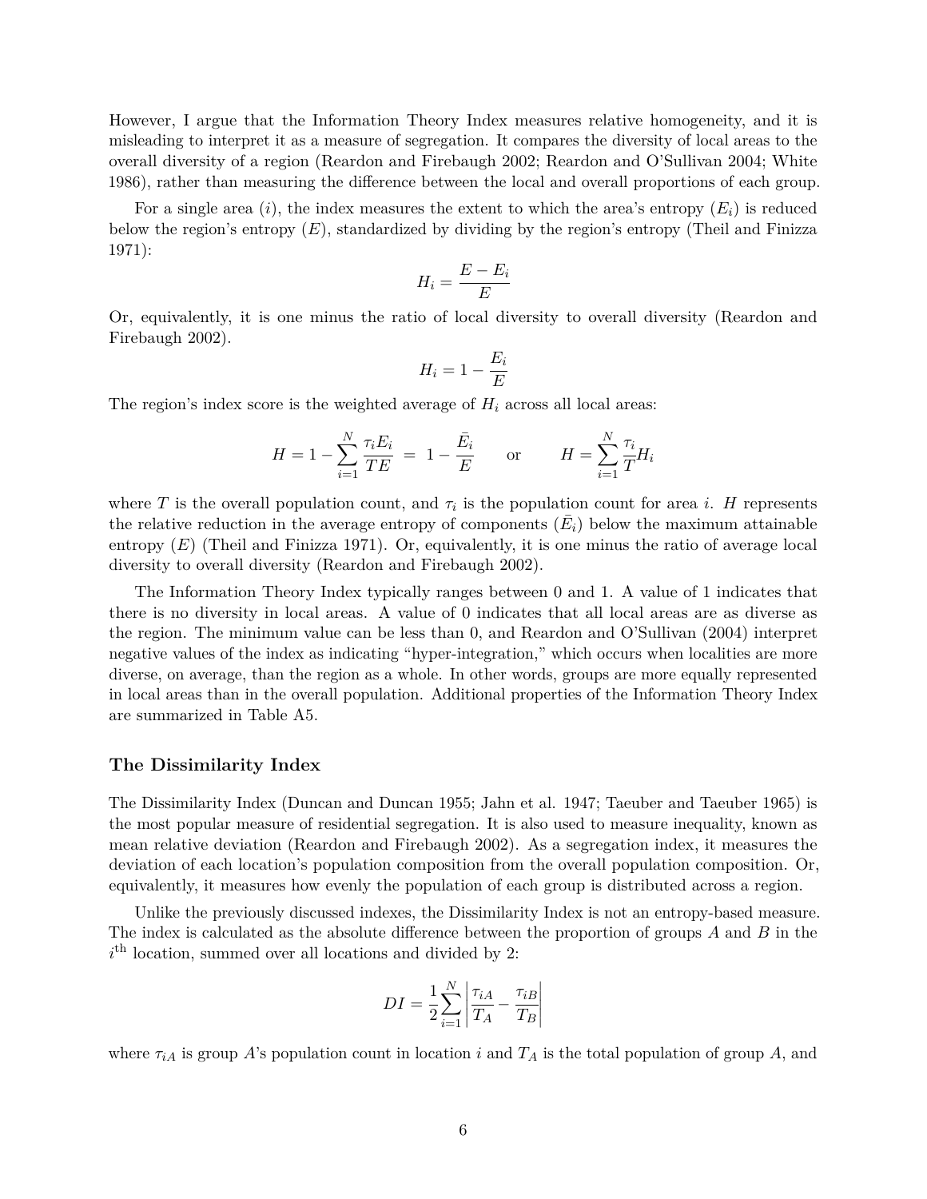However, I argue that the Information Theory Index measures relative homogeneity, and it is misleading to interpret it as a measure of segregation. It compares the diversity of local areas to the overall diversity of a region (Reardon and Firebaugh 2002; Reardon and O'Sullivan 2004; White 1986), rather than measuring the difference between the local and overall proportions of each group.

For a single area ($i$), the index measures the extent to which the area's entropy ($E_i$) is reduced below the region's entropy ($E$), standardized by dividing by the region's entropy (Theil and Finizza 1971):

$$H_i = \frac{E - E_i}{E}$$

Or, equivalently, it is one minus the ratio of local diversity to overall diversity (Reardon and Firebaugh 2002).

$$H_i = 1 - \frac{E_i}{E}$$

The region's index score is the weighted average of $H_i$ across all local areas:

$$H = 1 - \sum_{i=1}^{N} \frac{\tau_i E_i}{TE} \;=\; 1 - \frac{\bar{E}_i}{E} \qquad \text{or} \qquad H = \sum_{i=1}^{N} \frac{\tau_i}{T} H_i$$

where $T$ is the overall population count, and $\tau_i$ is the population count for area $i$. $H$ represents the relative reduction in the average entropy of components ($\bar{E}_i$) below the maximum attainable entropy ($E$) (Theil and Finizza 1971). Or, equivalently, it is one minus the ratio of average local diversity to overall diversity (Reardon and Firebaugh 2002).

The Information Theory Index typically ranges between 0 and 1. A value of 1 indicates that there is no diversity in local areas. A value of 0 indicates that all local areas are as diverse as the region. The minimum value can be less than 0, and Reardon and O'Sullivan (2004) interpret negative values of the index as indicating "hyper-integration," which occurs when localities are more diverse, on average, than the region as a whole. In other words, groups are more equally represented in local areas than in the overall population. Additional properties of the Information Theory Index are summarized in Table A5.

### The Dissimilarity Index

The Dissimilarity Index (Duncan and Duncan 1955; Jahn et al. 1947; Taeuber and Taeuber 1965) is the most popular measure of residential segregation. It is also used to measure inequality, known as mean relative deviation (Reardon and Firebaugh 2002). As a segregation index, it measures the deviation of each location's population composition from the overall population composition. Or, equivalently, it measures how evenly the population of each group is distributed across a region.

Unlike the previously discussed indexes, the Dissimilarity Index is not an entropy-based measure. The index is calculated as the absolute difference between the proportion of groups $A$ and $B$ in the $i^{\text{th}}$ location, summed over all locations and divided by 2:

$$DI = \frac{1}{2}\sum_{i=1}^{N} \left| \frac{\tau_{iA}}{T_A} - \frac{\tau_{iB}}{T_B} \right|$$

where $\tau_{iA}$ is group $A$'s population count in location $i$ and $T_A$ is the total population of group $A$, and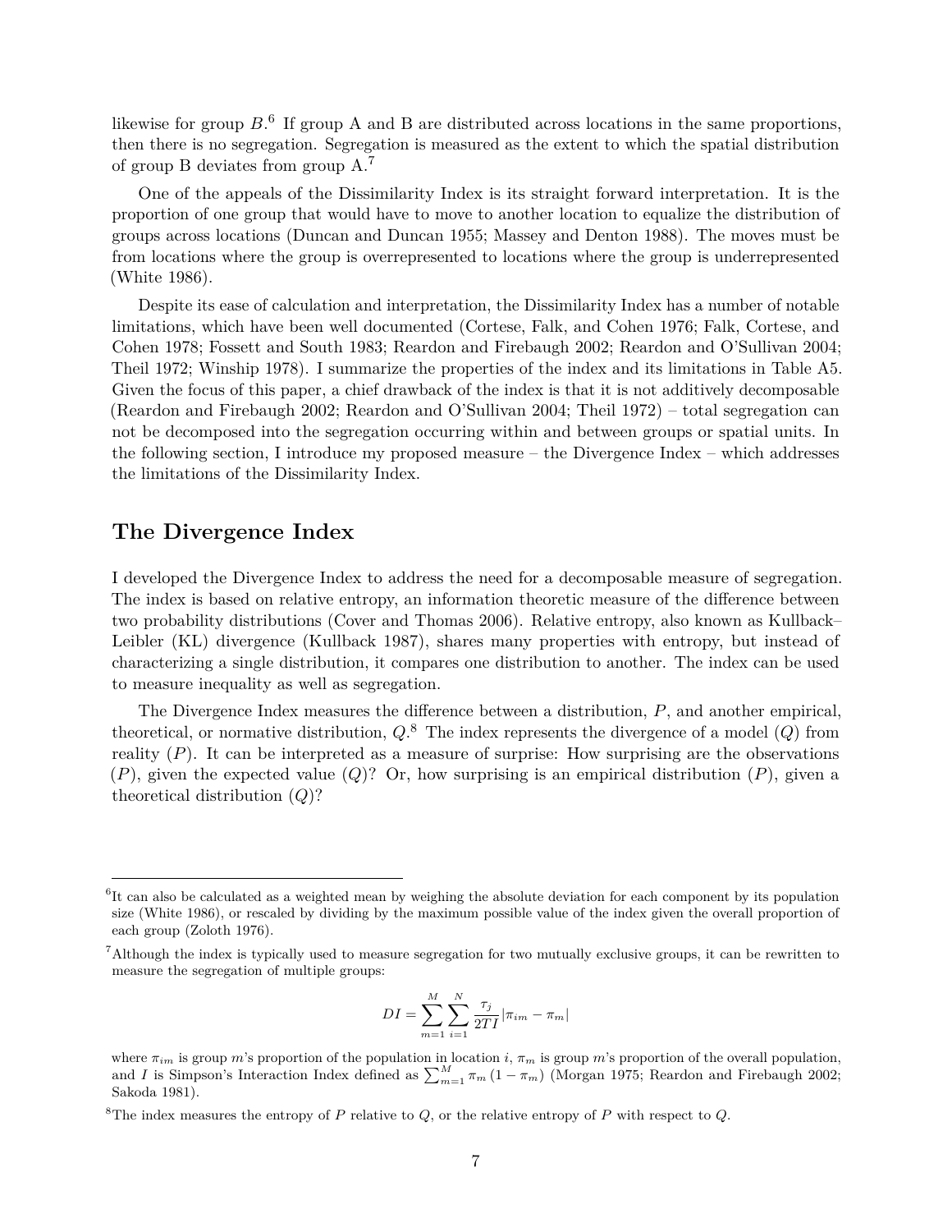likewise for group $B$.[6] If group A and B are distributed across locations in the same proportions, then there is no segregation. Segregation is measured as the extent to which the spatial distribution of group B deviates from group A.[7]

One of the appeals of the Dissimilarity Index is its straight forward interpretation. It is the proportion of one group that would have to move to another location to equalize the distribution of groups across locations (Duncan and Duncan 1955; Massey and Denton 1988). The moves must be from locations where the group is overrepresented to locations where the group is underrepresented (White 1986).

Despite its ease of calculation and interpretation, the Dissimilarity Index has a number of notable limitations, which have been well documented (Cortese, Falk, and Cohen 1976; Falk, Cortese, and Cohen 1978; Fossett and South 1983; Reardon and Firebaugh 2002; Reardon and O'Sullivan 2004; Theil 1972; Winship 1978). I summarize the properties of the index and its limitations in Table A5. Given the focus of this paper, a chief drawback of the index is that it is not additively decomposable (Reardon and Firebaugh 2002; Reardon and O'Sullivan 2004; Theil 1972) – total segregation can not be decomposed into the segregation occurring within and between groups or spatial units. In the following section, I introduce my proposed measure – the Divergence Index – which addresses the limitations of the Dissimilarity Index.

## The Divergence Index

I developed the Divergence Index to address the need for a decomposable measure of segregation. The index is based on relative entropy, an information theoretic measure of the difference between two probability distributions (Cover and Thomas 2006). Relative entropy, also known as Kullback–Leibler (KL) divergence (Kullback 1987), shares many properties with entropy, but instead of characterizing a single distribution, it compares one distribution to another. The index can be used to measure inequality as well as segregation.

The Divergence Index measures the difference between a distribution, $P$, and another empirical, theoretical, or normative distribution, $Q$.[8] The index represents the divergence of a model ($Q$) from reality ($P$). It can be interpreted as a measure of surprise: How surprising are the observations ($P$), given the expected value ($Q$)? Or, how surprising is an empirical distribution ($P$), given a theoretical distribution ($Q$)?

---

[6] It can also be calculated as a weighted mean by weighing the absolute deviation for each component by its population size (White 1986), or rescaled by dividing by the maximum possible value of the index given the overall proportion of each group (Zoloth 1976).

[7] Although the index is typically used to measure segregation for two mutually exclusive groups, it can be rewritten to measure the segregation of multiple groups:

$$DI = \sum_{m=1}^{M} \sum_{i=1}^{N} \frac{\tau_j}{2TI} |\pi_{im} - \pi_m|$$

where $\pi_{im}$ is group $m$'s proportion of the population in location $i$, $\pi_m$ is group $m$'s proportion of the overall population, and $I$ is Simpson's Interaction Index defined as $\sum_{m=1}^{M} \pi_m (1 - \pi_m)$ (Morgan 1975; Reardon and Firebaugh 2002; Sakoda 1981).

[8] The index measures the entropy of $P$ relative to $Q$, or the relative entropy of $P$ with respect to $Q$.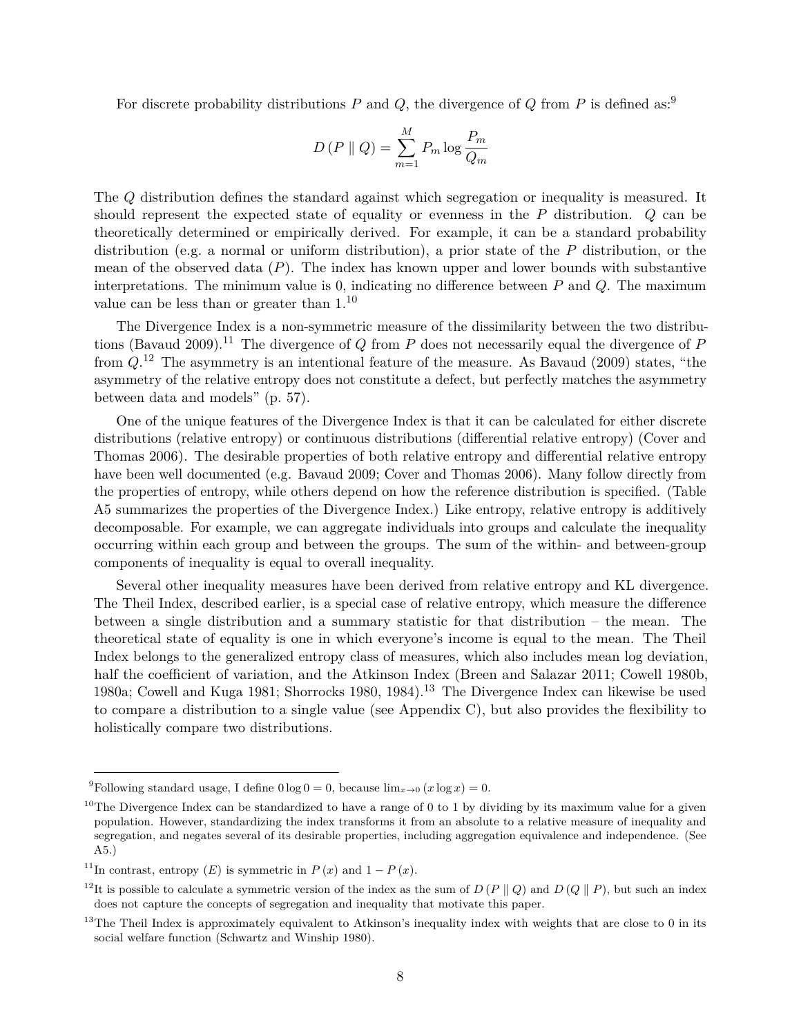For discrete probability distributions $P$ and $Q$, the divergence of $Q$ from $P$ is defined as:[9]

$$D(P \parallel Q) = \sum_{m=1}^{M} P_m \log \frac{P_m}{Q_m}$$

The $Q$ distribution defines the standard against which segregation or inequality is measured. It should represent the expected state of equality or evenness in the $P$ distribution. $Q$ can be theoretically determined or empirically derived. For example, it can be a standard probability distribution (e.g. a normal or uniform distribution), a prior state of the $P$ distribution, or the mean of the observed data ($P$). The index has known upper and lower bounds with substantive interpretations. The minimum value is 0, indicating no difference between $P$ and $Q$. The maximum value can be less than or greater than 1.[10]

The Divergence Index is a non-symmetric measure of the dissimilarity between the two distributions (Bavaud 2009).[11] The divergence of $Q$ from $P$ does not necessarily equal the divergence of $P$ from $Q$.[12] The asymmetry is an intentional feature of the measure. As Bavaud (2009) states, "the asymmetry of the relative entropy does not constitute a defect, but perfectly matches the asymmetry between data and models" (p. 57).

One of the unique features of the Divergence Index is that it can be calculated for either discrete distributions (relative entropy) or continuous distributions (differential relative entropy) (Cover and Thomas 2006). The desirable properties of both relative entropy and differential relative entropy have been well documented (e.g. Bavaud 2009; Cover and Thomas 2006). Many follow directly from the properties of entropy, while others depend on how the reference distribution is specified. (Table A5 summarizes the properties of the Divergence Index.) Like entropy, relative entropy is additively decomposable. For example, we can aggregate individuals into groups and calculate the inequality occurring within each group and between the groups. The sum of the within- and between-group components of inequality is equal to overall inequality.

Several other inequality measures have been derived from relative entropy and KL divergence. The Theil Index, described earlier, is a special case of relative entropy, which measure the difference between a single distribution and a summary statistic for that distribution – the mean. The theoretical state of equality is one in which everyone's income is equal to the mean. The Theil Index belongs to the generalized entropy class of measures, which also includes mean log deviation, half the coefficient of variation, and the Atkinson Index (Breen and Salazar 2011; Cowell 1980b, 1980a; Cowell and Kuga 1981; Shorrocks 1980, 1984).[13] The Divergence Index can likewise be used to compare a distribution to a single value (see Appendix C), but also provides the flexibility to holistically compare two distributions.

---

[9] Following standard usage, I define $0 \log 0 = 0$, because $\lim_{x \to 0} (x \log x) = 0$.

[10] The Divergence Index can be standardized to have a range of 0 to 1 by dividing by its maximum value for a given population. However, standardizing the index transforms it from an absolute to a relative measure of inequality and segregation, and negates several of its desirable properties, including aggregation equivalence and independence. (See A5.)

[11] In contrast, entropy ($E$) is symmetric in $P(x)$ and $1 - P(x)$.

[12] It is possible to calculate a symmetric version of the index as the sum of $D(P \parallel Q)$ and $D(Q \parallel P)$, but such an index does not capture the concepts of segregation and inequality that motivate this paper.

[13] The Theil Index is approximately equivalent to Atkinson's inequality index with weights that are close to 0 in its social welfare function (Schwartz and Winship 1980).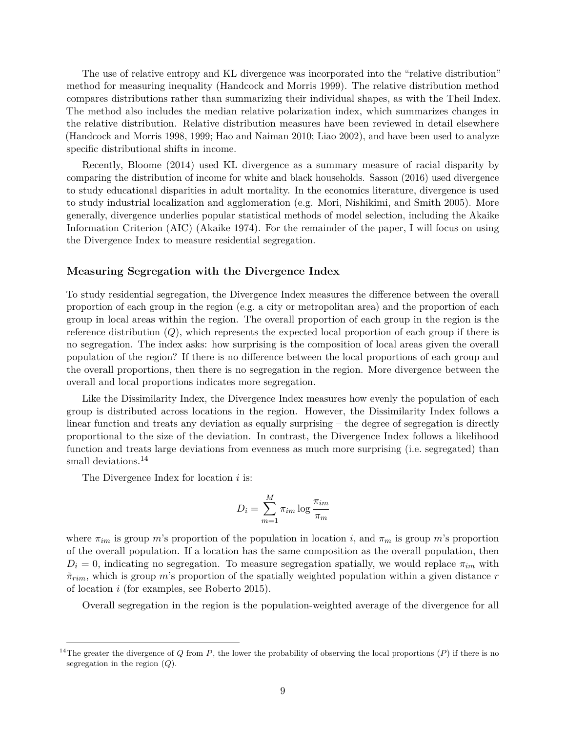The use of relative entropy and KL divergence was incorporated into the "relative distribution" method for measuring inequality (Handcock and Morris 1999). The relative distribution method compares distributions rather than summarizing their individual shapes, as with the Theil Index. The method also includes the median relative polarization index, which summarizes changes in the relative distribution. Relative distribution measures have been reviewed in detail elsewhere (Handcock and Morris 1998, 1999; Hao and Naiman 2010; Liao 2002), and have been used to analyze specific distributional shifts in income.

Recently, Bloome (2014) used KL divergence as a summary measure of racial disparity by comparing the distribution of income for white and black households. Sasson (2016) used divergence to study educational disparities in adult mortality. In the economics literature, divergence is used to study industrial localization and agglomeration (e.g. Mori, Nishikimi, and Smith 2005). More generally, divergence underlies popular statistical methods of model selection, including the Akaike Information Criterion (AIC) (Akaike 1974). For the remainder of the paper, I will focus on using the Divergence Index to measure residential segregation.

### Measuring Segregation with the Divergence Index

To study residential segregation, the Divergence Index measures the difference between the overall proportion of each group in the region (e.g. a city or metropolitan area) and the proportion of each group in local areas within the region. The overall proportion of each group in the region is the reference distribution ($Q$), which represents the expected local proportion of each group if there is no segregation. The index asks: how surprising is the composition of local areas given the overall population of the region? If there is no difference between the local proportions of each group and the overall proportions, then there is no segregation in the region. More divergence between the overall and local proportions indicates more segregation.

Like the Dissimilarity Index, the Divergence Index measures how evenly the population of each group is distributed across locations in the region. However, the Dissimilarity Index follows a linear function and treats any deviation as equally surprising – the degree of segregation is directly proportional to the size of the deviation. In contrast, the Divergence Index follows a likelihood function and treats large deviations from evenness as much more surprising (i.e. segregated) than small deviations.[14]

The Divergence Index for location $i$ is:

$$D_i = \sum_{m=1}^{M} \pi_{im} \log \frac{\pi_{im}}{\pi_m}$$

where $\pi_{im}$ is group $m$'s proportion of the population in location $i$, and $\pi_m$ is group $m$'s proportion of the overall population. If a location has the same composition as the overall population, then $D_i = 0$, indicating no segregation. To measure segregation spatially, we would replace $\pi_{im}$ with $\tilde{\pi}_{rim}$, which is group $m$'s proportion of the spatially weighted population within a given distance $r$ of location $i$ (for examples, see Roberto 2015).

Overall segregation in the region is the population-weighted average of the divergence for all

[14] The greater the divergence of $Q$ from $P$, the lower the probability of observing the local proportions ($P$) if there is no segregation in the region ($Q$).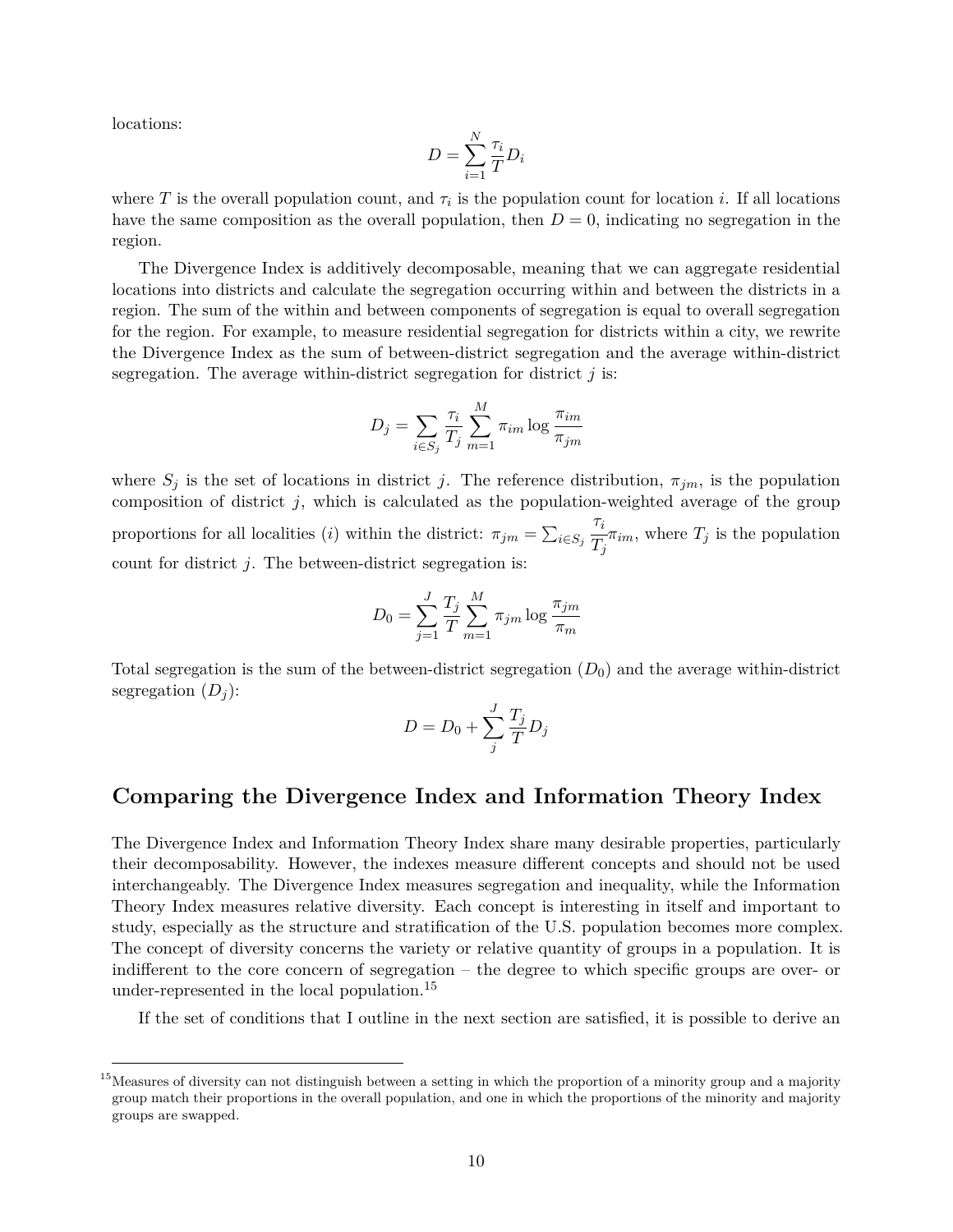locations:

$$D = \sum_{i=1}^{N} \frac{\tau_i}{T} D_i$$

where $T$ is the overall population count, and $\tau_i$ is the population count for location $i$. If all locations have the same composition as the overall population, then $D = 0$, indicating no segregation in the region.

The Divergence Index is additively decomposable, meaning that we can aggregate residential locations into districts and calculate the segregation occurring within and between the districts in a region. The sum of the within and between components of segregation is equal to overall segregation for the region. For example, to measure residential segregation for districts within a city, we rewrite the Divergence Index as the sum of between-district segregation and the average within-district segregation. The average within-district segregation for district $j$ is:

$$D_j = \sum_{i \in S_j} \frac{\tau_i}{T_j} \sum_{m=1}^{M} \pi_{im} \log \frac{\pi_{im}}{\pi_{jm}}$$

where $S_j$ is the set of locations in district $j$. The reference distribution, $\pi_{jm}$, is the population composition of district $j$, which is calculated as the population-weighted average of the group proportions for all localities ($i$) within the district: $\pi_{jm} = \sum_{i \in S_j} \frac{\tau_i}{T_j} \pi_{im}$, where $T_j$ is the population count for district $j$. The between-district segregation is:

$$D_0 = \sum_{j=1}^{J} \frac{T_j}{T} \sum_{m=1}^{M} \pi_{jm} \log \frac{\pi_{jm}}{\pi_m}$$

Total segregation is the sum of the between-district segregation ($D_0$) and the average within-district segregation ($D_j$):

$$D = D_0 + \sum_{j}^{J} \frac{T_j}{T} D_j$$

## Comparing the Divergence Index and Information Theory Index

The Divergence Index and Information Theory Index share many desirable properties, particularly their decomposability. However, the indexes measure different concepts and should not be used interchangeably. The Divergence Index measures segregation and inequality, while the Information Theory Index measures relative diversity. Each concept is interesting in itself and important to study, especially as the structure and stratification of the U.S. population becomes more complex. The concept of diversity concerns the variety or relative quantity of groups in a population. It is indifferent to the core concern of segregation – the degree to which specific groups are over- or under-represented in the local population.[15]

If the set of conditions that I outline in the next section are satisfied, it is possible to derive an

[15] Measures of diversity can not distinguish between a setting in which the proportion of a minority group and a majority group match their proportions in the overall population, and one in which the proportions of the minority and majority groups are swapped.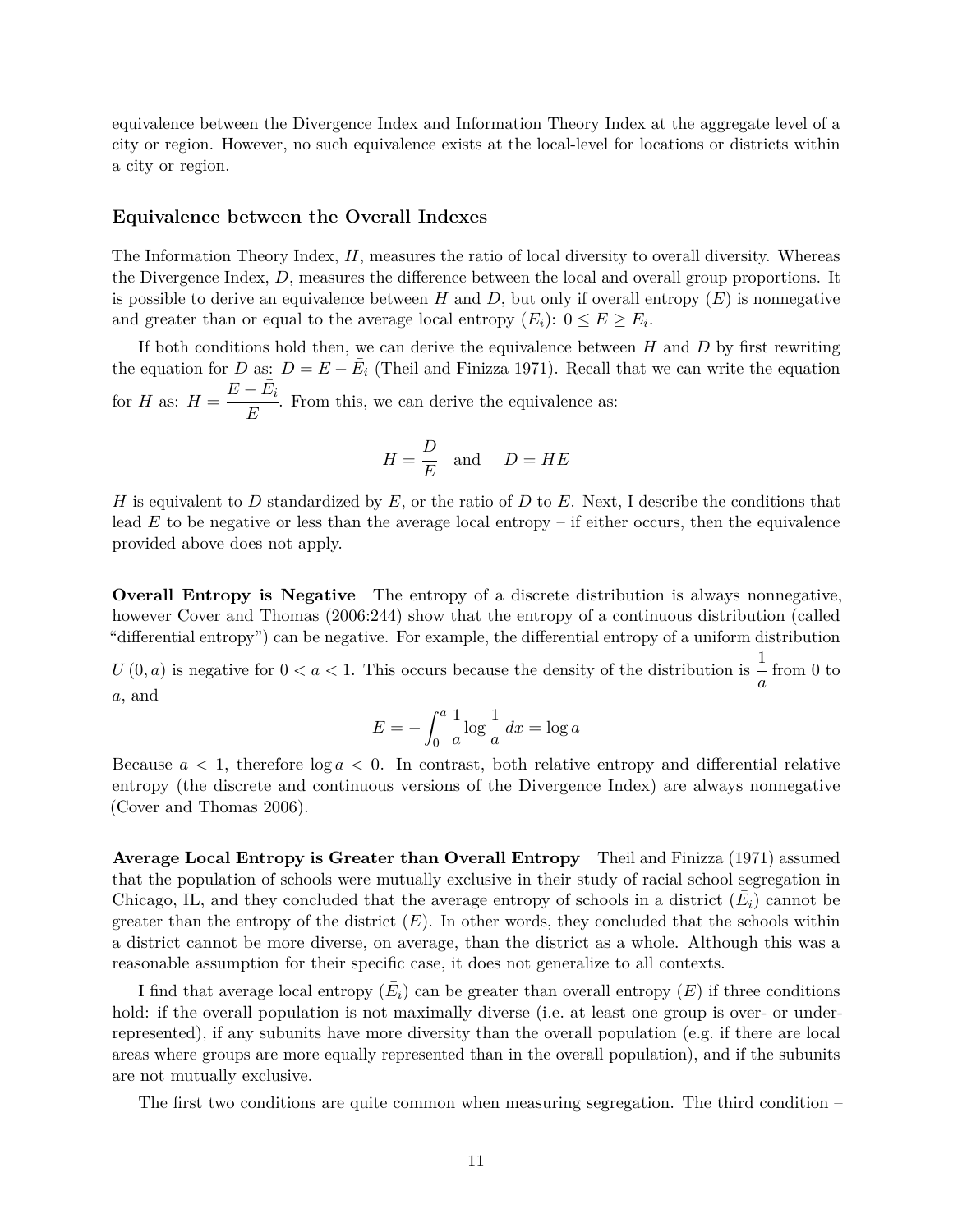equivalence between the Divergence Index and Information Theory Index at the aggregate level of a city or region. However, no such equivalence exists at the local-level for locations or districts within a city or region.

### Equivalence between the Overall Indexes

The Information Theory Index, $H$, measures the ratio of local diversity to overall diversity. Whereas the Divergence Index, $D$, measures the difference between the local and overall group proportions. It is possible to derive an equivalence between $H$ and $D$, but only if overall entropy ($E$) is nonnegative and greater than or equal to the average local entropy ($\bar{E_i}$): $0 \leq E \geq \bar{E_i}$.

If both conditions hold then, we can derive the equivalence between $H$ and $D$ by first rewriting the equation for $D$ as: $D = E - \bar{E_i}$ (Theil and Finizza 1971). Recall that we can write the equation for $H$ as: $H = \dfrac{E - \bar{E_i}}{E}$. From this, we can derive the equivalence as:

$$H = \frac{D}{E} \quad \text{and} \quad D = HE$$

$H$ is equivalent to $D$ standardized by $E$, or the ratio of $D$ to $E$. Next, I describe the conditions that lead $E$ to be negative or less than the average local entropy – if either occurs, then the equivalence provided above does not apply.

**Overall Entropy is Negative** The entropy of a discrete distribution is always nonnegative, however Cover and Thomas (2006:244) show that the entropy of a continuous distribution (called "differential entropy") can be negative. For example, the differential entropy of a uniform distribution $U(0, a)$ is negative for $0 < a < 1$. This occurs because the density of the distribution is $\dfrac{1}{a}$ from 0 to $a$, and

$$E = -\int_0^a \frac{1}{a} \log \frac{1}{a} \, dx = \log a$$

Because $a < 1$, therefore $\log a < 0$. In contrast, both relative entropy and differential relative entropy (the discrete and continuous versions of the Divergence Index) are always nonnegative (Cover and Thomas 2006).

**Average Local Entropy is Greater than Overall Entropy** Theil and Finizza (1971) assumed that the population of schools were mutually exclusive in their study of racial school segregation in Chicago, IL, and they concluded that the average entropy of schools in a district ($\bar{E_i}$) cannot be greater than the entropy of the district ($E$). In other words, they concluded that the schools within a district cannot be more diverse, on average, than the district as a whole. Although this was a reasonable assumption for their specific case, it does not generalize to all contexts.

I find that average local entropy ($\bar{E_i}$) can be greater than overall entropy ($E$) if three conditions hold: if the overall population is not maximally diverse (i.e. at least one group is over- or under-represented), if any subunits have more diversity than the overall population (e.g. if there are local areas where groups are more equally represented than in the overall population), and if the subunits are not mutually exclusive.

The first two conditions are quite common when measuring segregation. The third condition –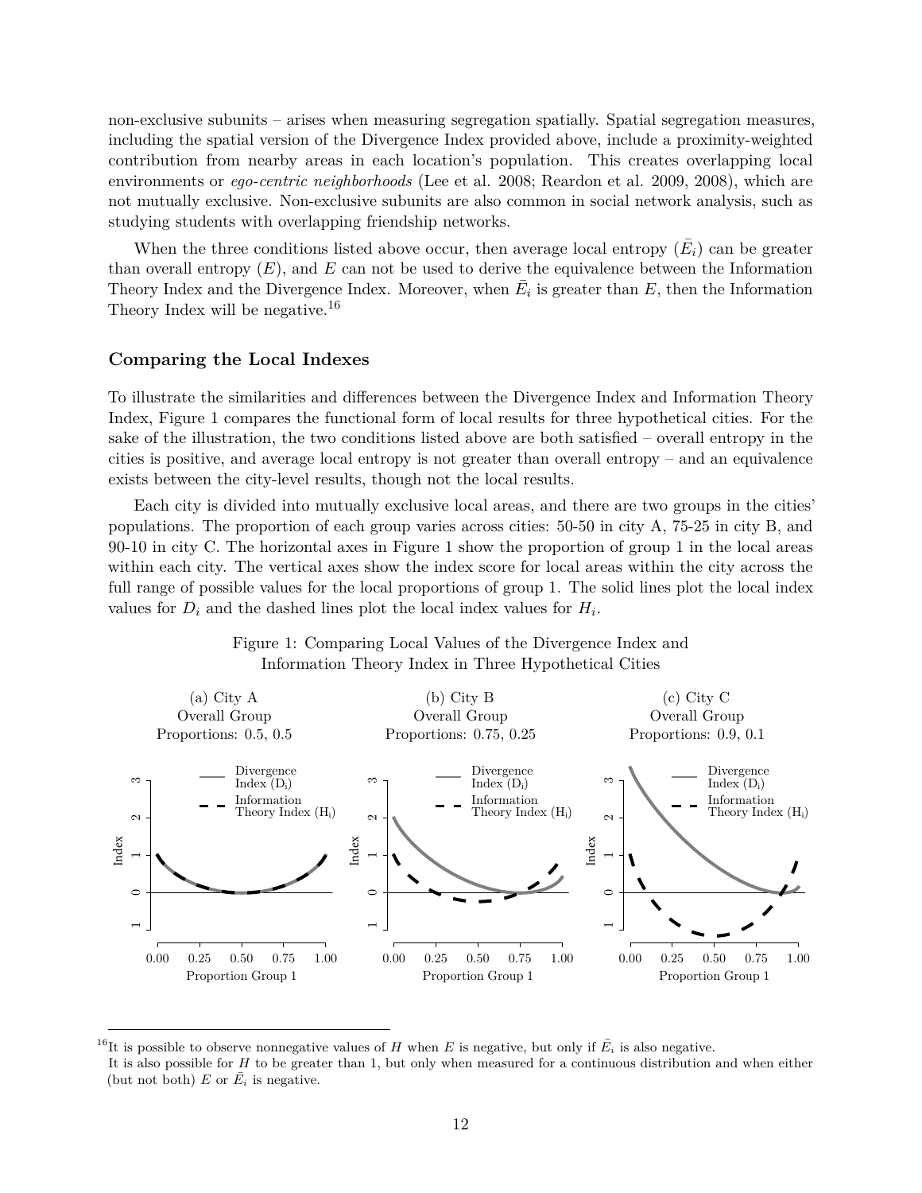non-exclusive subunits – arises when measuring segregation spatially. Spatial segregation measures, including the spatial version of the Divergence Index provided above, include a proximity-weighted contribution from nearby areas in each location's population. This creates overlapping local environments or *ego-centric neighborhoods* (Lee et al. 2008; Reardon et al. 2009, 2008), which are not mutually exclusive. Non-exclusive subunits are also common in social network analysis, such as studying students with overlapping friendship networks.

When the three conditions listed above occur, then average local entropy ($\bar{E_i}$) can be greater than overall entropy ($E$), and $E$ can not be used to derive the equivalence between the Information Theory Index and the Divergence Index. Moreover, when $\bar{E_i}$ is greater than $E$, then the Information Theory Index will be negative.[16]

### Comparing the Local Indexes

To illustrate the similarities and differences between the Divergence Index and Information Theory Index, Figure 1 compares the functional form of local results for three hypothetical cities. For the sake of the illustration, the two conditions listed above are both satisfied – overall entropy in the cities is positive, and average local entropy is not greater than overall entropy – and an equivalence exists between the city-level results, though not the local results.

Each city is divided into mutually exclusive local areas, and there are two groups in the cities' populations. The proportion of each group varies across cities: 50-50 in city A, 75-25 in city B, and 90-10 in city C. The horizontal axes in Figure 1 show the proportion of group 1 in the local areas within each city. The vertical axes show the index score for local areas within the city across the full range of possible values for the local proportions of group 1. The solid lines plot the local index values for $D_i$ and the dashed lines plot the local index values for $H_i$.

Figure 1: Comparing Local Values of the Divergence Index and Information Theory Index in Three Hypothetical Cities

(a) City A Overall Group Proportions: 0.5, 0.5

(b) City B Overall Group Proportions: 0.75, 0.25

(c) City C Overall Group Proportions: 0.9, 0.1

[16] It is possible to observe nonnegative values of $H$ when $E$ is negative, but only if $\bar{E_i}$ is also negative. It is also possible for $H$ to be greater than 1, but only when measured for a continuous distribution and when either (but not both) $E$ or $\bar{E_i}$ is negative.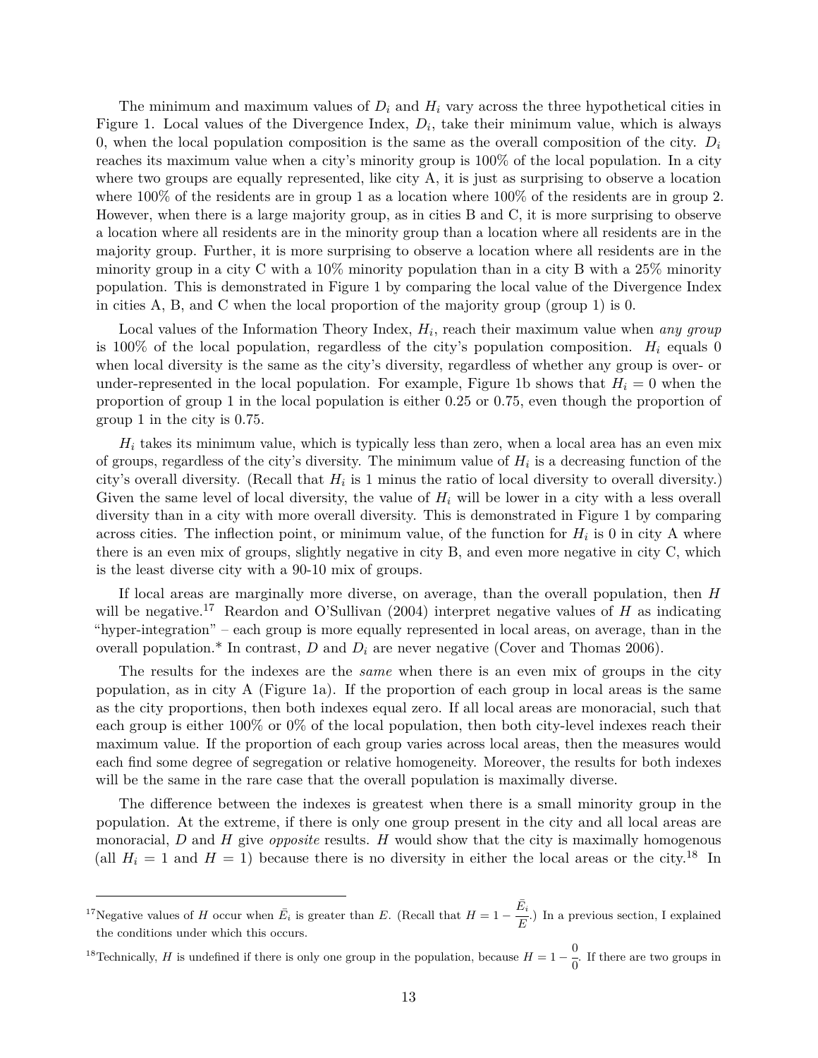The minimum and maximum values of $D_i$ and $H_i$ vary across the three hypothetical cities in Figure 1. Local values of the Divergence Index, $D_i$, take their minimum value, which is always 0, when the local population composition is the same as the overall composition of the city. $D_i$ reaches its maximum value when a city's minority group is 100% of the local population. In a city where two groups are equally represented, like city A, it is just as surprising to observe a location where 100% of the residents are in group 1 as a location where 100% of the residents are in group 2. However, when there is a large majority group, as in cities B and C, it is more surprising to observe a location where all residents are in the minority group than a location where all residents are in the majority group. Further, it is more surprising to observe a location where all residents are in the minority group in a city C with a 10% minority population than in a city B with a 25% minority population. This is demonstrated in Figure 1 by comparing the local value of the Divergence Index in cities A, B, and C when the local proportion of the majority group (group 1) is 0.

Local values of the Information Theory Index, $H_i$, reach their maximum value when *any group* is 100% of the local population, regardless of the city's population composition. $H_i$ equals 0 when local diversity is the same as the city's diversity, regardless of whether any group is over- or under-represented in the local population. For example, Figure 1b shows that $H_i = 0$ when the proportion of group 1 in the local population is either 0.25 or 0.75, even though the proportion of group 1 in the city is 0.75.

$H_i$ takes its minimum value, which is typically less than zero, when a local area has an even mix of groups, regardless of the city's diversity. The minimum value of $H_i$ is a decreasing function of the city's overall diversity. (Recall that $H_i$ is 1 minus the ratio of local diversity to overall diversity.) Given the same level of local diversity, the value of $H_i$ will be lower in a city with a less overall diversity than in a city with more overall diversity. This is demonstrated in Figure 1 by comparing across cities. The inflection point, or minimum value, of the function for $H_i$ is 0 in city A where there is an even mix of groups, slightly negative in city B, and even more negative in city C, which is the least diverse city with a 90-10 mix of groups.

If local areas are marginally more diverse, on average, than the overall population, then $H$ will be negative.[17] Reardon and O'Sullivan (2004) interpret negative values of $H$ as indicating "hyper-integration" – each group is more equally represented in local areas, on average, than in the overall population.* In contrast, $D$ and $D_i$ are never negative (Cover and Thomas 2006).

The results for the indexes are the *same* when there is an even mix of groups in the city population, as in city A (Figure 1a). If the proportion of each group in local areas is the same as the city proportions, then both indexes equal zero. If all local areas are monoracial, such that each group is either 100% or 0% of the local population, then both city-level indexes reach their maximum value. If the proportion of each group varies across local areas, then the measures would each find some degree of segregation or relative homogeneity. Moreover, the results for both indexes will be the same in the rare case that the overall population is maximally diverse.

The difference between the indexes is greatest when there is a small minority group in the population. At the extreme, if there is only one group present in the city and all local areas are monoracial, $D$ and $H$ give *opposite* results. $H$ would show that the city is maximally homogenous (all $H_i = 1$ and $H = 1$) because there is no diversity in either the local areas or the city.[18] In

---

[17] Negative values of $H$ occur when $\bar{E}_i$ is greater than $E$. (Recall that $H = 1 - \frac{\bar{E}_i}{E}$.) In a previous section, I explained the conditions under which this occurs.

[18] Technically, $H$ is undefined if there is only one group in the population, because $H = 1 - \frac{0}{0}$. If there are two groups in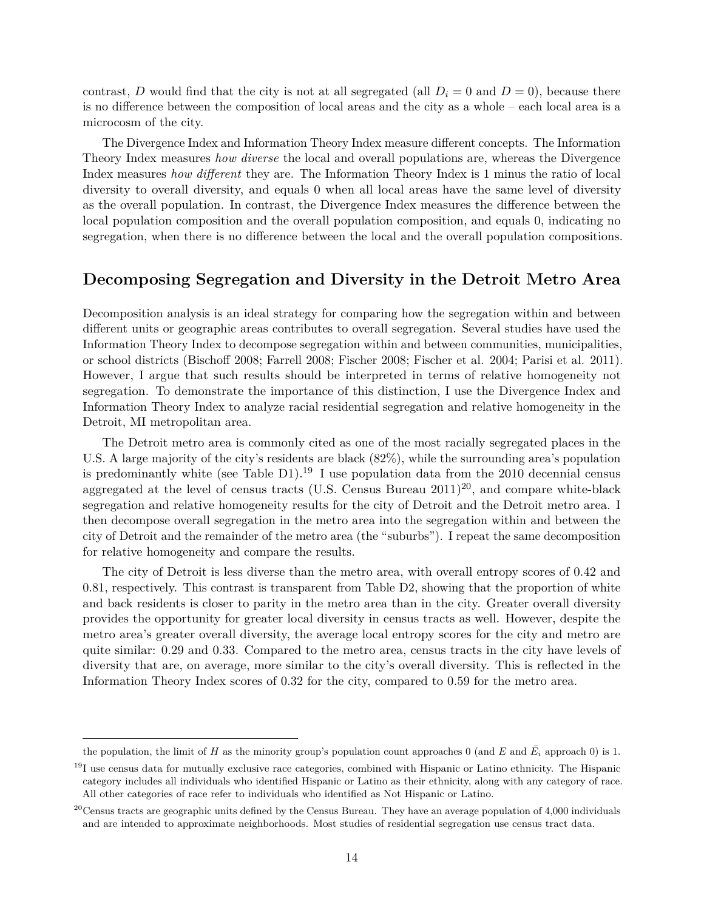contrast, $D$ would find that the city is not at all segregated (all $D_i = 0$ and $D = 0$), because there is no difference between the composition of local areas and the city as a whole – each local area is a microcosm of the city.

The Divergence Index and Information Theory Index measure different concepts. The Information Theory Index measures *how diverse* the local and overall populations are, whereas the Divergence Index measures *how different* they are. The Information Theory Index is 1 minus the ratio of local diversity to overall diversity, and equals 0 when all local areas have the same level of diversity as the overall population. In contrast, the Divergence Index measures the difference between the local population composition and the overall population composition, and equals 0, indicating no segregation, when there is no difference between the local and the overall population compositions.

## Decomposing Segregation and Diversity in the Detroit Metro Area

Decomposition analysis is an ideal strategy for comparing how the segregation within and between different units or geographic areas contributes to overall segregation. Several studies have used the Information Theory Index to decompose segregation within and between communities, municipalities, or school districts (Bischoff 2008; Farrell 2008; Fischer 2008; Fischer et al. 2004; Parisi et al. 2011). However, I argue that such results should be interpreted in terms of relative homogeneity not segregation. To demonstrate the importance of this distinction, I use the Divergence Index and Information Theory Index to analyze racial residential segregation and relative homogeneity in the Detroit, MI metropolitan area.

The Detroit metro area is commonly cited as one of the most racially segregated places in the U.S. A large majority of the city's residents are black (82%), while the surrounding area's population is predominantly white (see Table D1).[19] I use population data from the 2010 decennial census aggregated at the level of census tracts (U.S. Census Bureau 2011)[20], and compare white-black segregation and relative homogeneity results for the city of Detroit and the Detroit metro area. I then decompose overall segregation in the metro area into the segregation within and between the city of Detroit and the remainder of the metro area (the "suburbs"). I repeat the same decomposition for relative homogeneity and compare the results.

The city of Detroit is less diverse than the metro area, with overall entropy scores of 0.42 and 0.81, respectively. This contrast is transparent from Table D2, showing that the proportion of white and back residents is closer to parity in the metro area than in the city. Greater overall diversity provides the opportunity for greater local diversity in census tracts as well. However, despite the metro area's greater overall diversity, the average local entropy scores for the city and metro are quite similar: 0.29 and 0.33. Compared to the metro area, census tracts in the city have levels of diversity that are, on average, more similar to the city's overall diversity. This is reflected in the Information Theory Index scores of 0.32 for the city, compared to 0.59 for the metro area.

---

the population, the limit of $H$ as the minority group's population count approaches 0 (and $E$ and $\bar{E}_i$ approach 0) is 1.

[19] I use census data for mutually exclusive race categories, combined with Hispanic or Latino ethnicity. The Hispanic category includes all individuals who identified Hispanic or Latino as their ethnicity, along with any category of race. All other categories of race refer to individuals who identified as Not Hispanic or Latino.

[20] Census tracts are geographic units defined by the Census Bureau. They have an average population of 4,000 individuals and are intended to approximate neighborhoods. Most studies of residential segregation use census tract data.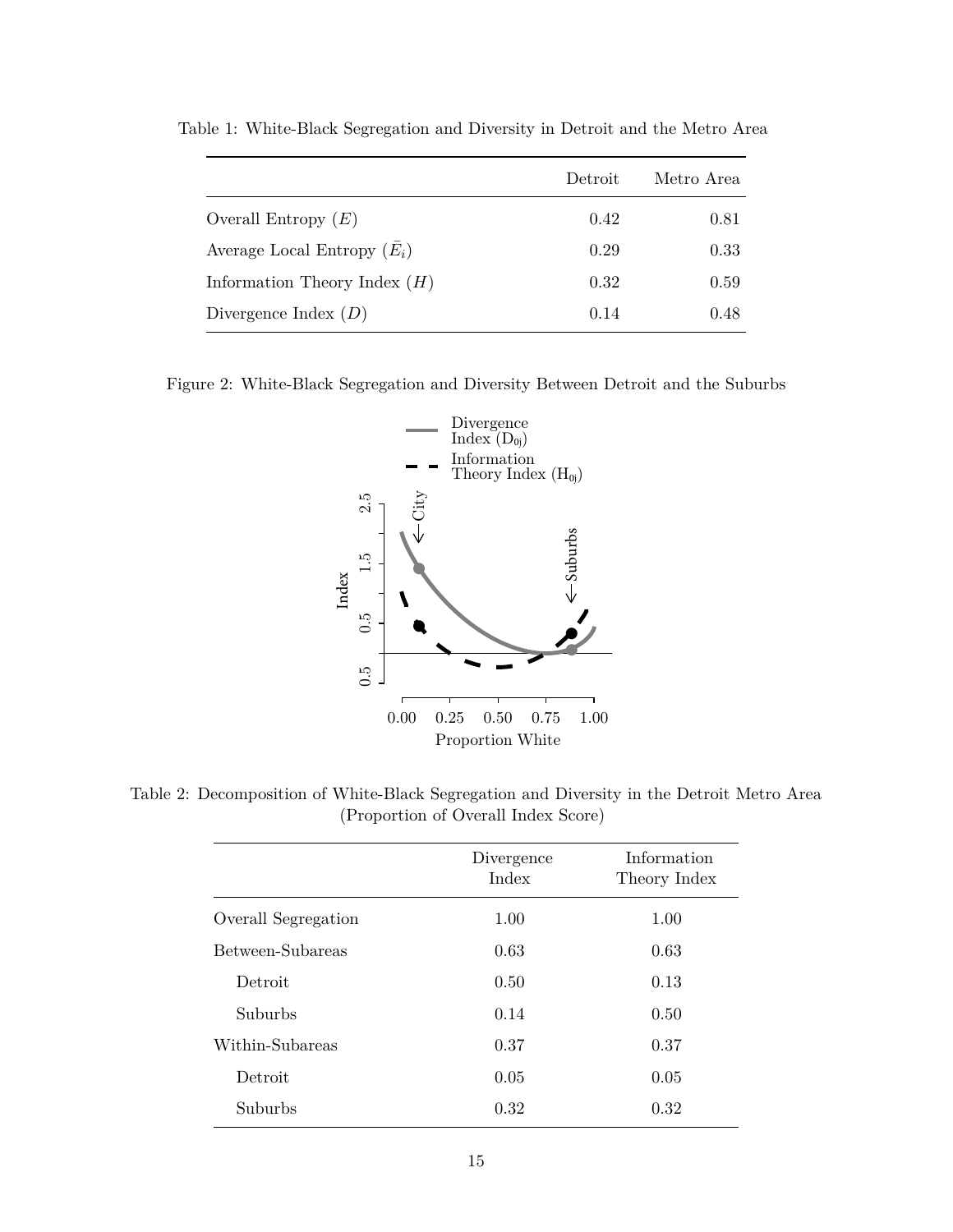Table 1: White-Black Segregation and Diversity in Detroit and the Metro Area

| | Detroit | Metro Area |
|---|---|---|
| Overall Entropy ($E$) | 0.42 | 0.81 |
| Average Local Entropy ($\bar{E}_i$) | 0.29 | 0.33 |
| Information Theory Index ($H$) | 0.32 | 0.59 |
| Divergence Index ($D$) | 0.14 | 0.48 |

Figure 2: White-Black Segregation and Diversity Between Detroit and the Suburbs

Table 2: Decomposition of White-Black Segregation and Diversity in the Detroit Metro Area (Proportion of Overall Index Score)

| | Divergence Index | Information Theory Index |
|---|---|---|
| Overall Segregation | 1.00 | 1.00 |
| Between-Subareas | 0.63 | 0.63 |
| Detroit | 0.50 | 0.13 |
| Suburbs | 0.14 | 0.50 |
| Within-Subareas | 0.37 | 0.37 |
| Detroit | 0.05 | 0.05 |
| Suburbs | 0.32 | 0.32 |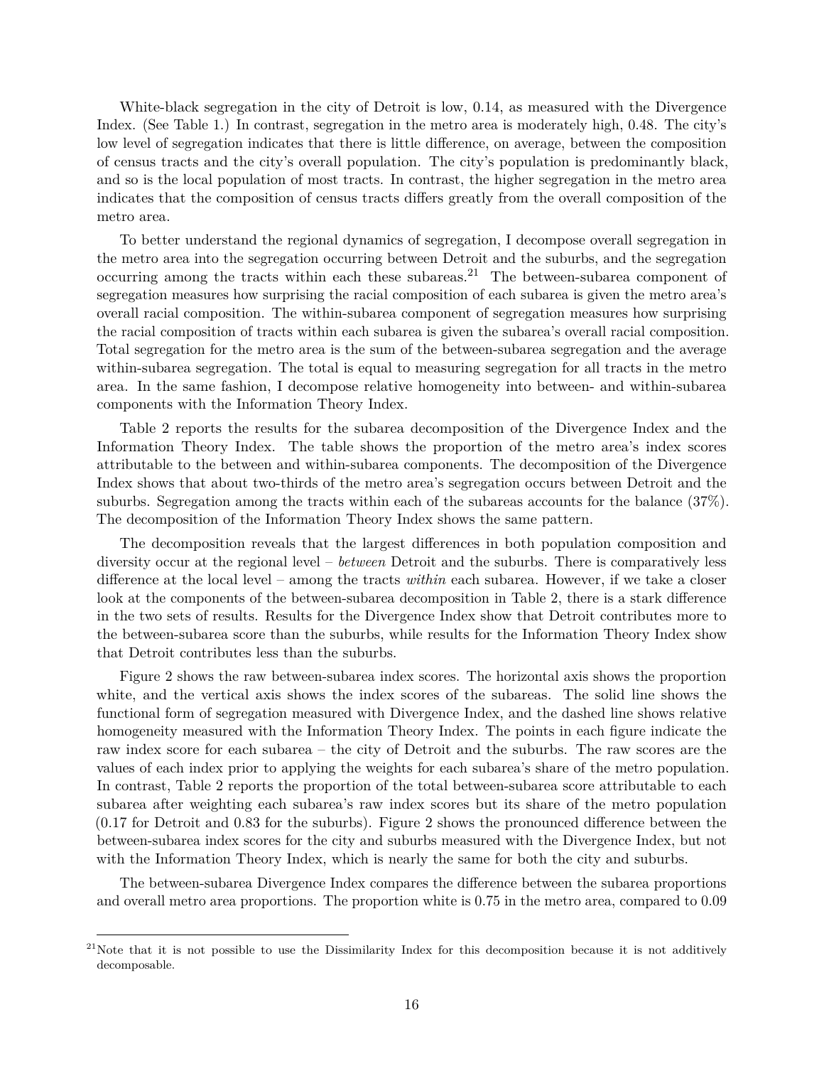White-black segregation in the city of Detroit is low, 0.14, as measured with the Divergence Index. (See Table 1.) In contrast, segregation in the metro area is moderately high, 0.48. The city's low level of segregation indicates that there is little difference, on average, between the composition of census tracts and the city's overall population. The city's population is predominantly black, and so is the local population of most tracts. In contrast, the higher segregation in the metro area indicates that the composition of census tracts differs greatly from the overall composition of the metro area.

To better understand the regional dynamics of segregation, I decompose overall segregation in the metro area into the segregation occurring between Detroit and the suburbs, and the segregation occurring among the tracts within each these subareas.[21] The between-subarea component of segregation measures how surprising the racial composition of each subarea is given the metro area's overall racial composition. The within-subarea component of segregation measures how surprising the racial composition of tracts within each subarea is given the subarea's overall racial composition. Total segregation for the metro area is the sum of the between-subarea segregation and the average within-subarea segregation. The total is equal to measuring segregation for all tracts in the metro area. In the same fashion, I decompose relative homogeneity into between- and within-subarea components with the Information Theory Index.

Table 2 reports the results for the subarea decomposition of the Divergence Index and the Information Theory Index. The table shows the proportion of the metro area's index scores attributable to the between and within-subarea components. The decomposition of the Divergence Index shows that about two-thirds of the metro area's segregation occurs between Detroit and the suburbs. Segregation among the tracts within each of the subareas accounts for the balance (37%). The decomposition of the Information Theory Index shows the same pattern.

The decomposition reveals that the largest differences in both population composition and diversity occur at the regional level – *between* Detroit and the suburbs. There is comparatively less difference at the local level – among the tracts *within* each subarea. However, if we take a closer look at the components of the between-subarea decomposition in Table 2, there is a stark difference in the two sets of results. Results for the Divergence Index show that Detroit contributes more to the between-subarea score than the suburbs, while results for the Information Theory Index show that Detroit contributes less than the suburbs.

Figure 2 shows the raw between-subarea index scores. The horizontal axis shows the proportion white, and the vertical axis shows the index scores of the subareas. The solid line shows the functional form of segregation measured with Divergence Index, and the dashed line shows relative homogeneity measured with the Information Theory Index. The points in each figure indicate the raw index score for each subarea – the city of Detroit and the suburbs. The raw scores are the values of each index prior to applying the weights for each subarea's share of the metro population. In contrast, Table 2 reports the proportion of the total between-subarea score attributable to each subarea after weighting each subarea's raw index scores but its share of the metro population (0.17 for Detroit and 0.83 for the suburbs). Figure 2 shows the pronounced difference between the between-subarea index scores for the city and suburbs measured with the Divergence Index, but not with the Information Theory Index, which is nearly the same for both the city and suburbs.

The between-subarea Divergence Index compares the difference between the subarea proportions and overall metro area proportions. The proportion white is 0.75 in the metro area, compared to 0.09

[21]Note that it is not possible to use the Dissimilarity Index for this decomposition because it is not additively decomposable.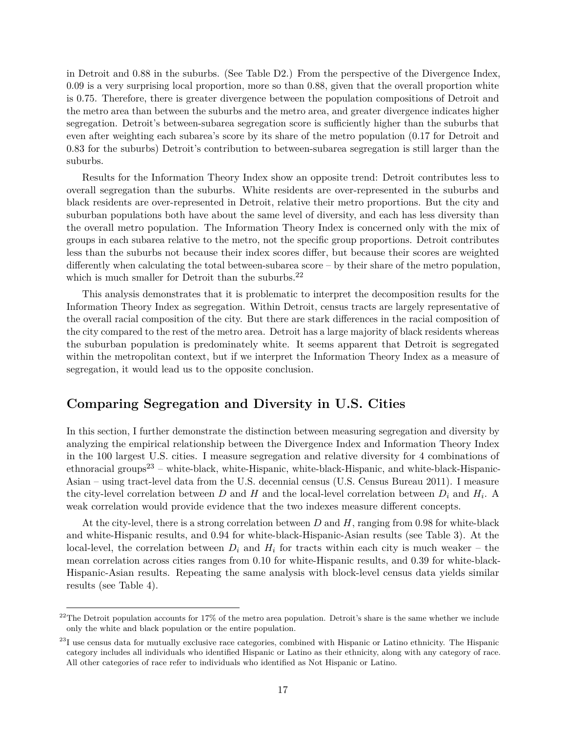in Detroit and 0.88 in the suburbs. (See Table D2.) From the perspective of the Divergence Index, 0.09 is a very surprising local proportion, more so than 0.88, given that the overall proportion white is 0.75. Therefore, there is greater divergence between the population compositions of Detroit and the metro area than between the suburbs and the metro area, and greater divergence indicates higher segregation. Detroit's between-subarea segregation score is sufficiently higher than the suburbs that even after weighting each subarea's score by its share of the metro population (0.17 for Detroit and 0.83 for the suburbs) Detroit's contribution to between-subarea segregation is still larger than the suburbs.

Results for the Information Theory Index show an opposite trend: Detroit contributes less to overall segregation than the suburbs. White residents are over-represented in the suburbs and black residents are over-represented in Detroit, relative their metro proportions. But the city and suburban populations both have about the same level of diversity, and each has less diversity than the overall metro population. The Information Theory Index is concerned only with the mix of groups in each subarea relative to the metro, not the specific group proportions. Detroit contributes less than the suburbs not because their index scores differ, but because their scores are weighted differently when calculating the total between-subarea score – by their share of the metro population, which is much smaller for Detroit than the suburbs.[22]

This analysis demonstrates that it is problematic to interpret the decomposition results for the Information Theory Index as segregation. Within Detroit, census tracts are largely representative of the overall racial composition of the city. But there are stark differences in the racial composition of the city compared to the rest of the metro area. Detroit has a large majority of black residents whereas the suburban population is predominately white. It seems apparent that Detroit is segregated within the metropolitan context, but if we interpret the Information Theory Index as a measure of segregation, it would lead us to the opposite conclusion.

## Comparing Segregation and Diversity in U.S. Cities

In this section, I further demonstrate the distinction between measuring segregation and diversity by analyzing the empirical relationship between the Divergence Index and Information Theory Index in the 100 largest U.S. cities. I measure segregation and relative diversity for 4 combinations of ethnoracial groups[23] – white-black, white-Hispanic, white-black-Hispanic, and white-black-Hispanic-Asian – using tract-level data from the U.S. decennial census (U.S. Census Bureau 2011). I measure the city-level correlation between $D$ and $H$ and the local-level correlation between $D_i$ and $H_i$. A weak correlation would provide evidence that the two indexes measure different concepts.

At the city-level, there is a strong correlation between $D$ and $H$, ranging from 0.98 for white-black and white-Hispanic results, and 0.94 for white-black-Hispanic-Asian results (see Table 3). At the local-level, the correlation between $D_i$ and $H_i$ for tracts within each city is much weaker – the mean correlation across cities ranges from 0.10 for white-Hispanic results, and 0.39 for white-black-Hispanic-Asian results. Repeating the same analysis with block-level census data yields similar results (see Table 4).

[22] The Detroit population accounts for 17% of the metro area population. Detroit's share is the same whether we include only the white and black population or the entire population.

[23] I use census data for mutually exclusive race categories, combined with Hispanic or Latino ethnicity. The Hispanic category includes all individuals who identified Hispanic or Latino as their ethnicity, along with any category of race. All other categories of race refer to individuals who identified as Not Hispanic or Latino.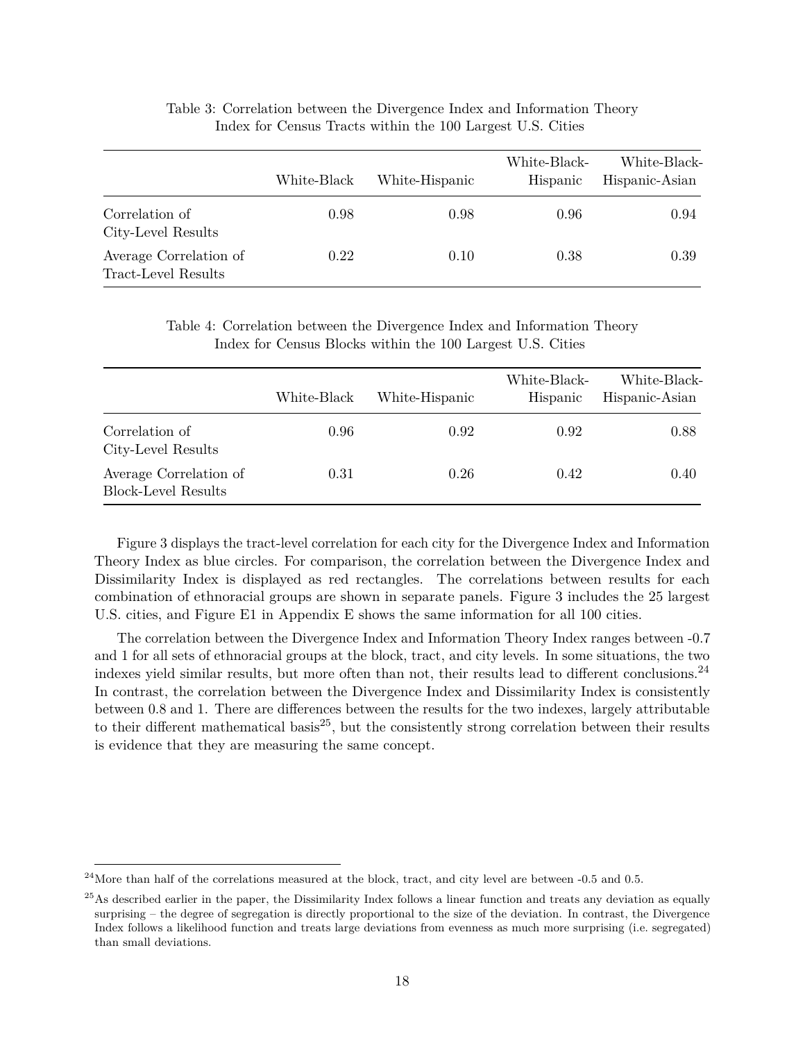Table 3: Correlation between the Divergence Index and Information Theory Index for Census Tracts within the 100 Largest U.S. Cities

| | White-Black | White-Hispanic | White-Black-Hispanic | White-Black-Hispanic-Asian |
|---|---|---|---|---|
| Correlation of City-Level Results | 0.98 | 0.98 | 0.96 | 0.94 |
| Average Correlation of Tract-Level Results | 0.22 | 0.10 | 0.38 | 0.39 |

Table 4: Correlation between the Divergence Index and Information Theory Index for Census Blocks within the 100 Largest U.S. Cities

| | White-Black | White-Hispanic | White-Black-Hispanic | White-Black-Hispanic-Asian |
|---|---|---|---|---|
| Correlation of City-Level Results | 0.96 | 0.92 | 0.92 | 0.88 |
| Average Correlation of Block-Level Results | 0.31 | 0.26 | 0.42 | 0.40 |

Figure 3 displays the tract-level correlation for each city for the Divergence Index and Information Theory Index as blue circles. For comparison, the correlation between the Divergence Index and Dissimilarity Index is displayed as red rectangles. The correlations between results for each combination of ethnoracial groups are shown in separate panels. Figure 3 includes the 25 largest U.S. cities, and Figure E1 in Appendix E shows the same information for all 100 cities.

The correlation between the Divergence Index and Information Theory Index ranges between -0.7 and 1 for all sets of ethnoracial groups at the block, tract, and city levels. In some situations, the two indexes yield similar results, but more often than not, their results lead to different conclusions.[24] In contrast, the correlation between the Divergence Index and Dissimilarity Index is consistently between 0.8 and 1. There are differences between the results for the two indexes, largely attributable to their different mathematical basis[25], but the consistently strong correlation between their results is evidence that they are measuring the same concept.

[24] More than half of the correlations measured at the block, tract, and city level are between -0.5 and 0.5.

[25] As described earlier in the paper, the Dissimilarity Index follows a linear function and treats any deviation as equally surprising – the degree of segregation is directly proportional to the size of the deviation. In contrast, the Divergence Index follows a likelihood function and treats large deviations from evenness as much more surprising (i.e. segregated) than small deviations.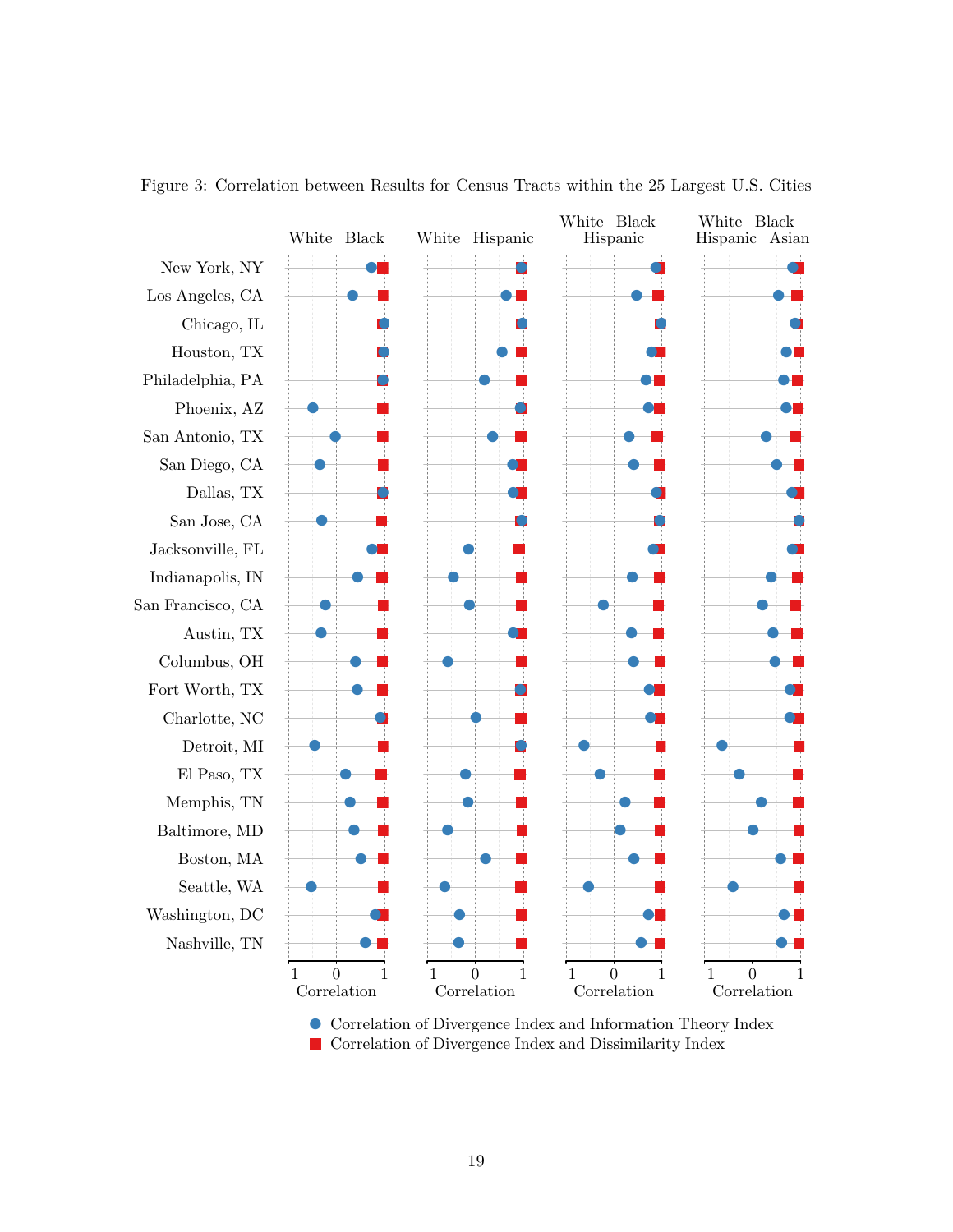Figure 3: Correlation between Results for Census Tracts within the 25 Largest U.S. Cities

White Black | White Hispanic | White Black Hispanic | White Black Hispanic Asian

New York, NY
Los Angeles, CA
Chicago, IL
Houston, TX
Philadelphia, PA
Phoenix, AZ
San Antonio, TX
San Diego, CA
Dallas, TX
San Jose, CA
Jacksonville, FL
Indianapolis, IN
San Francisco, CA
Austin, TX
Columbus, OH
Fort Worth, TX
Charlotte, NC
Detroit, MI
El Paso, TX
Memphis, TN
Baltimore, MD
Boston, MA
Seattle, WA
Washington, DC
Nashville, TN

Correlation (axis: 1, 0, 1)

● Correlation of Divergence Index and Information Theory Index
■ Correlation of Divergence Index and Dissimilarity Index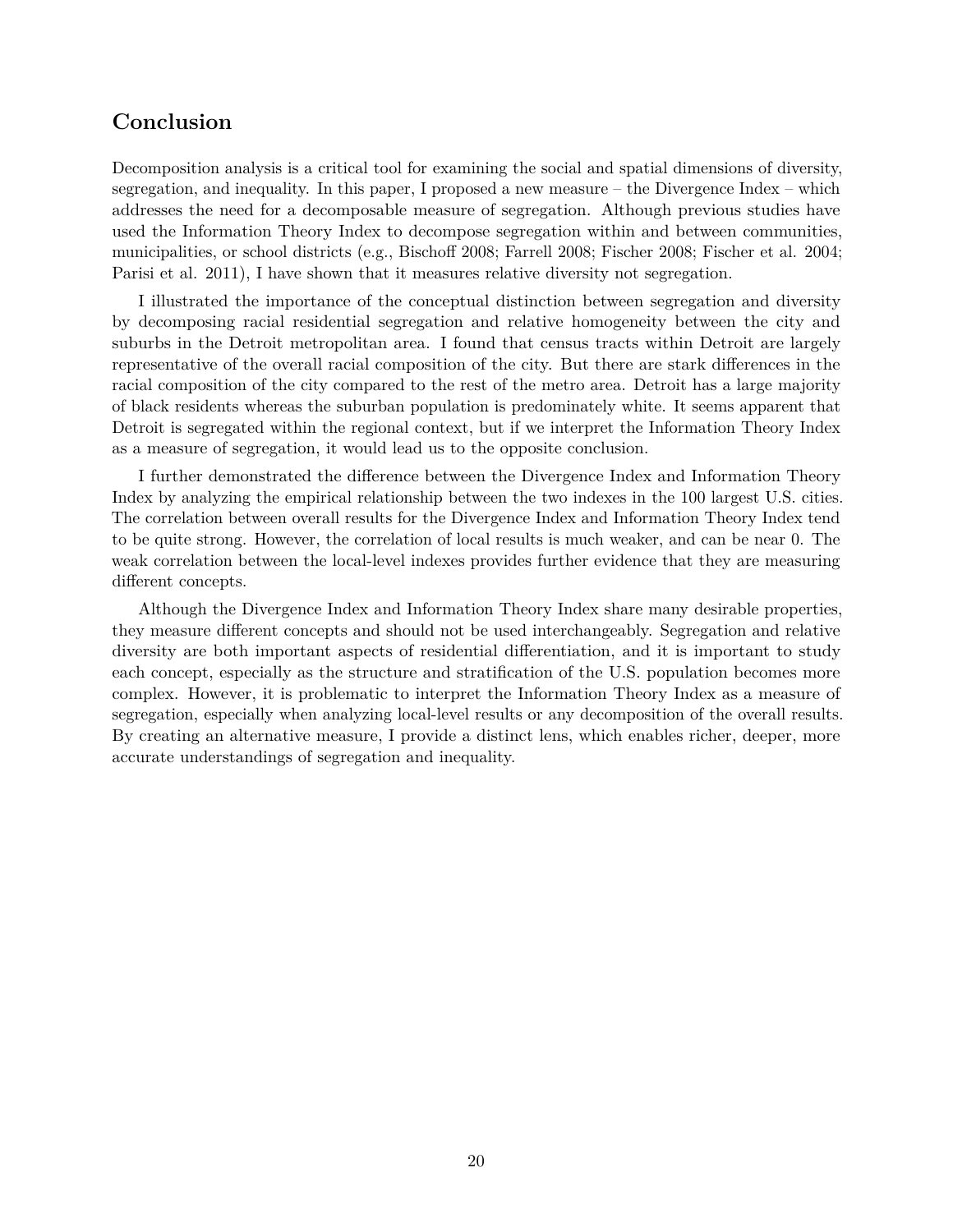## Conclusion

Decomposition analysis is a critical tool for examining the social and spatial dimensions of diversity, segregation, and inequality. In this paper, I proposed a new measure – the Divergence Index – which addresses the need for a decomposable measure of segregation. Although previous studies have used the Information Theory Index to decompose segregation within and between communities, municipalities, or school districts (e.g., Bischoff 2008; Farrell 2008; Fischer 2008; Fischer et al. 2004; Parisi et al. 2011), I have shown that it measures relative diversity not segregation.

I illustrated the importance of the conceptual distinction between segregation and diversity by decomposing racial residential segregation and relative homogeneity between the city and suburbs in the Detroit metropolitan area. I found that census tracts within Detroit are largely representative of the overall racial composition of the city. But there are stark differences in the racial composition of the city compared to the rest of the metro area. Detroit has a large majority of black residents whereas the suburban population is predominately white. It seems apparent that Detroit is segregated within the regional context, but if we interpret the Information Theory Index as a measure of segregation, it would lead us to the opposite conclusion.

I further demonstrated the difference between the Divergence Index and Information Theory Index by analyzing the empirical relationship between the two indexes in the 100 largest U.S. cities. The correlation between overall results for the Divergence Index and Information Theory Index tend to be quite strong. However, the correlation of local results is much weaker, and can be near 0. The weak correlation between the local-level indexes provides further evidence that they are measuring different concepts.

Although the Divergence Index and Information Theory Index share many desirable properties, they measure different concepts and should not be used interchangeably. Segregation and relative diversity are both important aspects of residential differentiation, and it is important to study each concept, especially as the structure and stratification of the U.S. population becomes more complex. However, it is problematic to interpret the Information Theory Index as a measure of segregation, especially when analyzing local-level results or any decomposition of the overall results. By creating an alternative measure, I provide a distinct lens, which enables richer, deeper, more accurate understandings of segregation and inequality.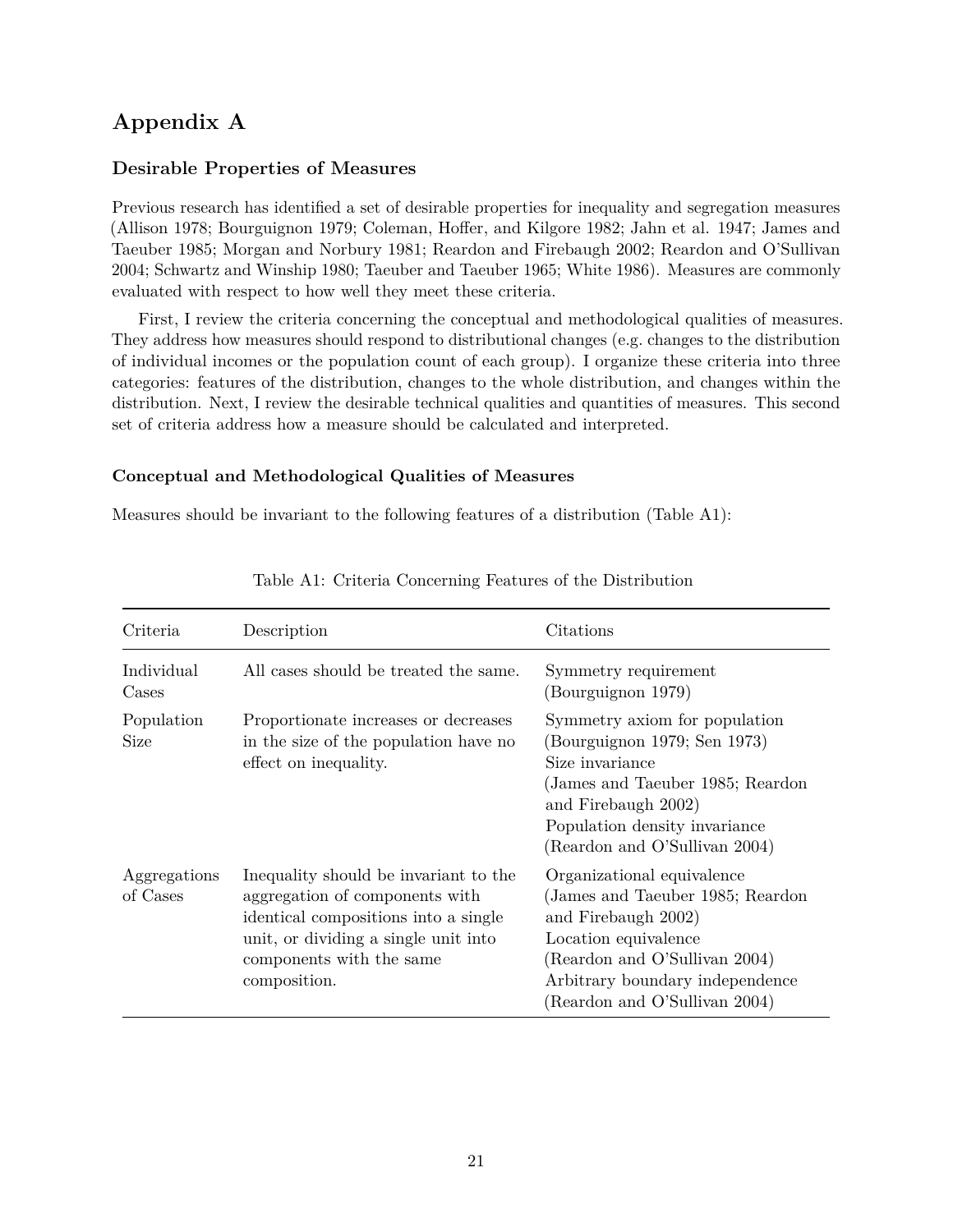# Appendix A

### Desirable Properties of Measures

Previous research has identified a set of desirable properties for inequality and segregation measures (Allison 1978; Bourguignon 1979; Coleman, Hoffer, and Kilgore 1982; Jahn et al. 1947; James and Taeuber 1985; Morgan and Norbury 1981; Reardon and Firebaugh 2002; Reardon and O'Sullivan 2004; Schwartz and Winship 1980; Taeuber and Taeuber 1965; White 1986). Measures are commonly evaluated with respect to how well they meet these criteria.

First, I review the criteria concerning the conceptual and methodological qualities of measures. They address how measures should respond to distributional changes (e.g. changes to the distribution of individual incomes or the population count of each group). I organize these criteria into three categories: features of the distribution, changes to the whole distribution, and changes within the distribution. Next, I review the desirable technical qualities and quantities of measures. This second set of criteria address how a measure should be calculated and interpreted.

### Conceptual and Methodological Qualities of Measures

Measures should be invariant to the following features of a distribution (Table A1):

Table A1: Criteria Concerning Features of the Distribution

| Criteria | Description | Citations |
|---|---|---|
| Individual Cases | All cases should be treated the same. | Symmetry requirement (Bourguignon 1979) |
| Population Size | Proportionate increases or decreases in the size of the population have no effect on inequality. | Symmetry axiom for population (Bourguignon 1979; Sen 1973)<br>Size invariance (James and Taeuber 1985; Reardon and Firebaugh 2002)<br>Population density invariance (Reardon and O'Sullivan 2004) |
| Aggregations of Cases | Inequality should be invariant to the aggregation of components with identical compositions into a single unit, or dividing a single unit into components with the same composition. | Organizational equivalence (James and Taeuber 1985; Reardon and Firebaugh 2002)<br>Location equivalence (Reardon and O'Sullivan 2004)<br>Arbitrary boundary independence (Reardon and O'Sullivan 2004) |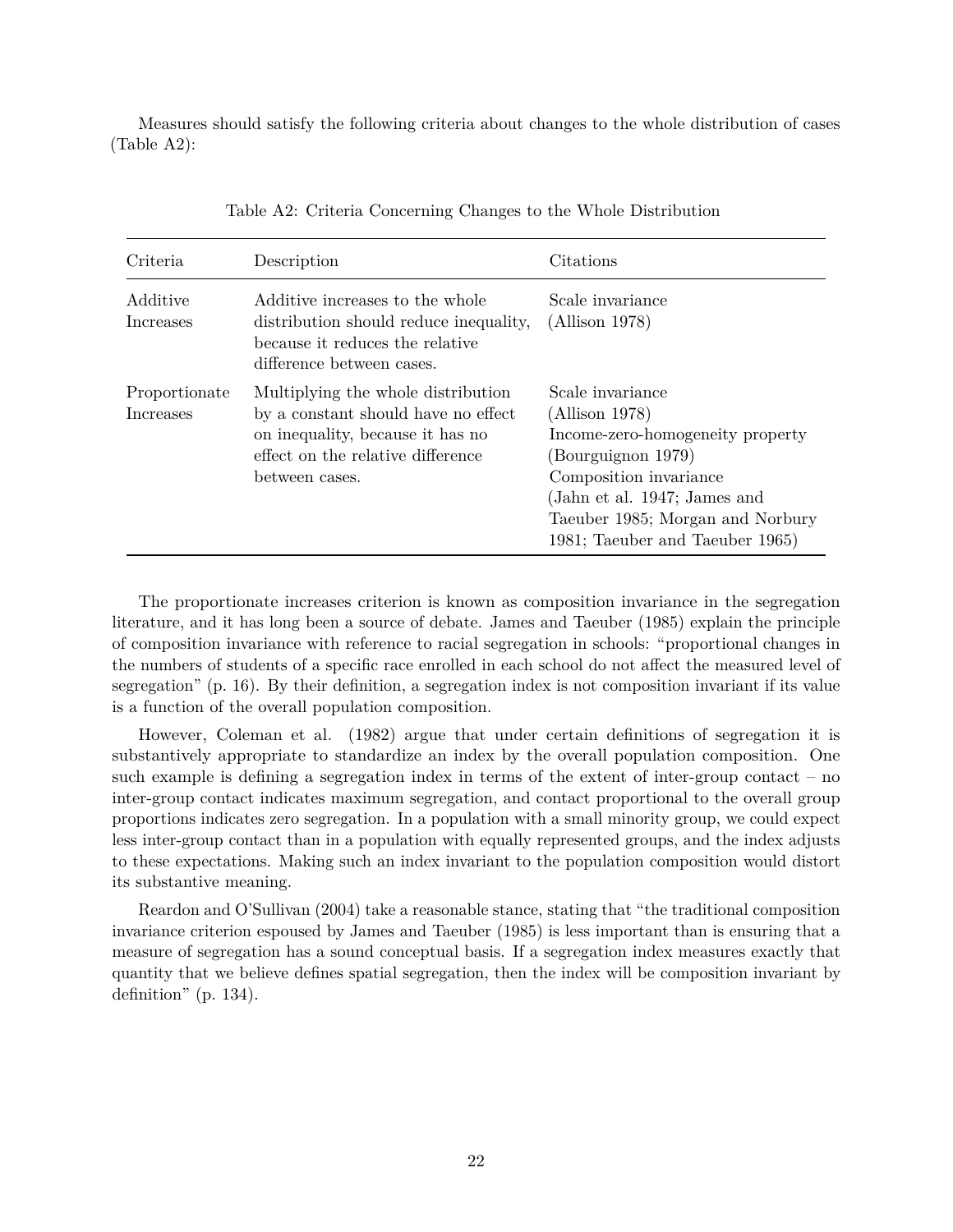Measures should satisfy the following criteria about changes to the whole distribution of cases (Table A2):

Table A2: Criteria Concerning Changes to the Whole Distribution

| Criteria | Description | Citations |
|---|---|---|
| Additive Increases | Additive increases to the whole distribution should reduce inequality, because it reduces the relative difference between cases. | Scale invariance (Allison 1978) |
| Proportionate Increases | Multiplying the whole distribution by a constant should have no effect on inequality, because it has no effect on the relative difference between cases. | Scale invariance (Allison 1978) Income-zero-homogeneity property (Bourguignon 1979) Composition invariance (Jahn et al. 1947; James and Taeuber 1985; Morgan and Norbury 1981; Taeuber and Taeuber 1965) |

The proportionate increases criterion is known as composition invariance in the segregation literature, and it has long been a source of debate. James and Taeuber (1985) explain the principle of composition invariance with reference to racial segregation in schools: "proportional changes in the numbers of students of a specific race enrolled in each school do not affect the measured level of segregation" (p. 16). By their definition, a segregation index is not composition invariant if its value is a function of the overall population composition.

However, Coleman et al. (1982) argue that under certain definitions of segregation it is substantively appropriate to standardize an index by the overall population composition. One such example is defining a segregation index in terms of the extent of inter-group contact – no inter-group contact indicates maximum segregation, and contact proportional to the overall group proportions indicates zero segregation. In a population with a small minority group, we could expect less inter-group contact than in a population with equally represented groups, and the index adjusts to these expectations. Making such an index invariant to the population composition would distort its substantive meaning.

Reardon and O'Sullivan (2004) take a reasonable stance, stating that "the traditional composition invariance criterion espoused by James and Taeuber (1985) is less important than is ensuring that a measure of segregation has a sound conceptual basis. If a segregation index measures exactly that quantity that we believe defines spatial segregation, then the index will be composition invariant by definition" (p. 134).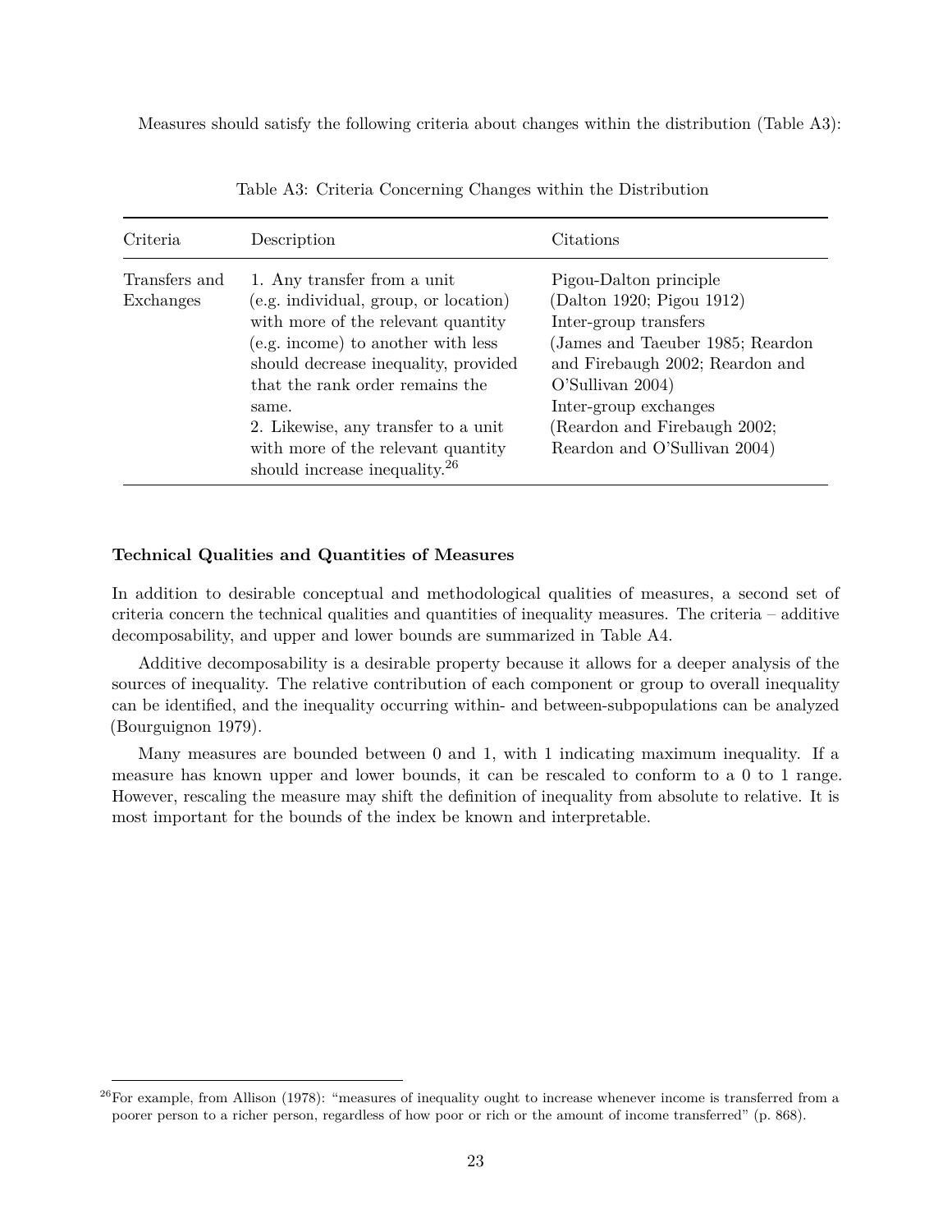Measures should satisfy the following criteria about changes within the distribution (Table A3):

Table A3: Criteria Concerning Changes within the Distribution

| Criteria | Description | Citations |
|---|---|---|
| Transfers and Exchanges | 1. Any transfer from a unit (e.g. individual, group, or location) with more of the relevant quantity (e.g. income) to another with less should decrease inequality, provided that the rank order remains the same. 2. Likewise, any transfer to a unit with more of the relevant quantity should increase inequality.[26] | Pigou-Dalton principle (Dalton 1920; Pigou 1912) Inter-group transfers (James and Taeuber 1985; Reardon and Firebaugh 2002; Reardon and O'Sullivan 2004) Inter-group exchanges (Reardon and Firebaugh 2002; Reardon and O'Sullivan 2004) |

**Technical Qualities and Quantities of Measures**

In addition to desirable conceptual and methodological qualities of measures, a second set of criteria concern the technical qualities and quantities of inequality measures. The criteria – additive decomposability, and upper and lower bounds are summarized in Table A4.

Additive decomposability is a desirable property because it allows for a deeper analysis of the sources of inequality. The relative contribution of each component or group to overall inequality can be identified, and the inequality occurring within- and between-subpopulations can be analyzed (Bourguignon 1979).

Many measures are bounded between 0 and 1, with 1 indicating maximum inequality. If a measure has known upper and lower bounds, it can be rescaled to conform to a 0 to 1 range. However, rescaling the measure may shift the definition of inequality from absolute to relative. It is most important for the bounds of the index be known and interpretable.

[26] For example, from Allison (1978): "measures of inequality ought to increase whenever income is transferred from a poorer person to a richer person, regardless of how poor or rich or the amount of income transferred" (p. 868).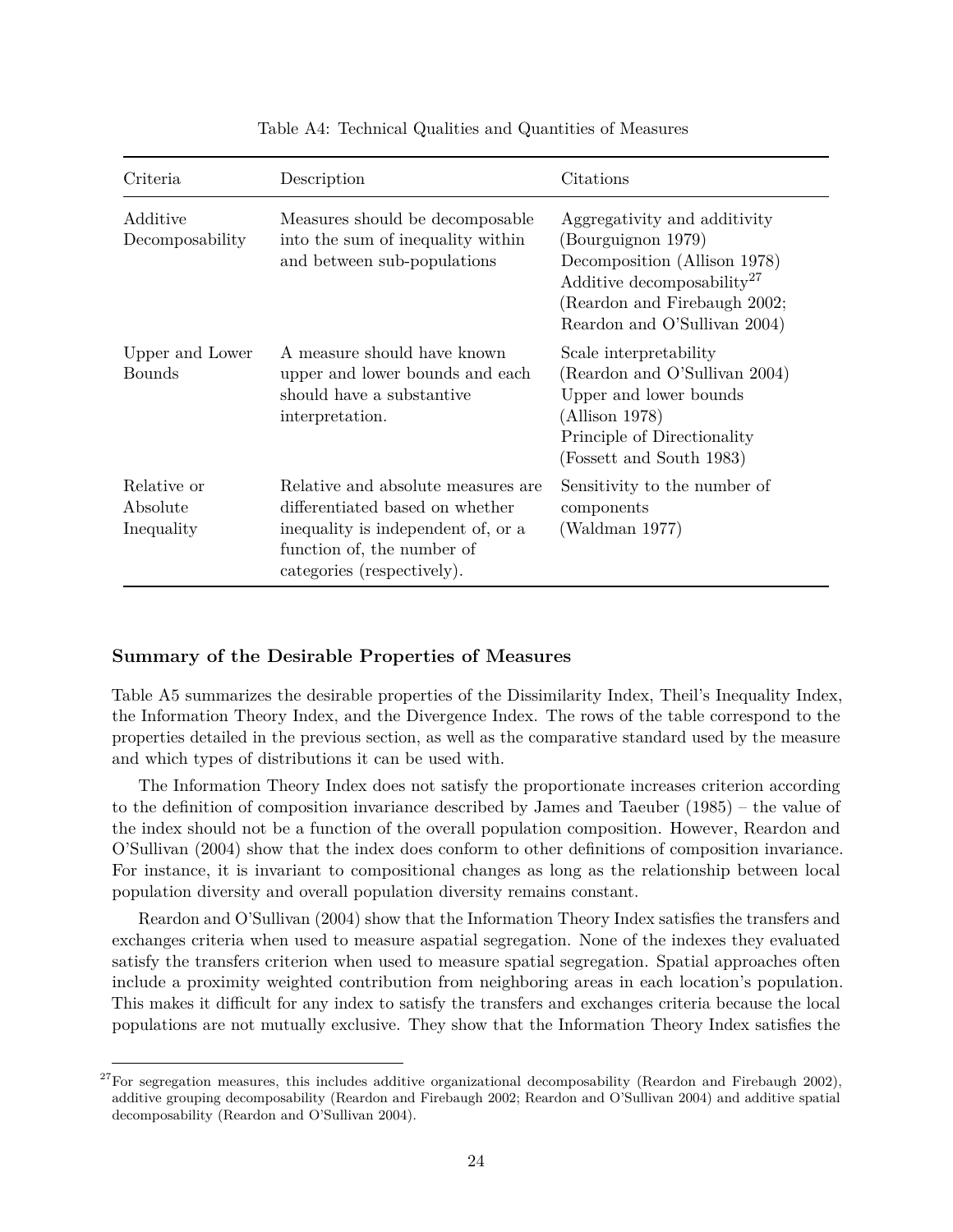Table A4: Technical Qualities and Quantities of Measures

| Criteria | Description | Citations |
| --- | --- | --- |
| Additive Decomposability | Measures should be decomposable into the sum of inequality within and between sub-populations | Aggregativity and additivity (Bourguignon 1979) Decomposition (Allison 1978) Additive decomposability[27] (Reardon and Firebaugh 2002; Reardon and O'Sullivan 2004) |
| Upper and Lower Bounds | A measure should have known upper and lower bounds and each should have a substantive interpretation. | Scale interpretability (Reardon and O'Sullivan 2004) Upper and lower bounds (Allison 1978) Principle of Directionality (Fossett and South 1983) |
| Relative or Absolute Inequality | Relative and absolute measures are differentiated based on whether inequality is independent of, or a function of, the number of categories (respectively). | Sensitivity to the number of components (Waldman 1977) |

### Summary of the Desirable Properties of Measures

Table A5 summarizes the desirable properties of the Dissimilarity Index, Theil's Inequality Index, the Information Theory Index, and the Divergence Index. The rows of the table correspond to the properties detailed in the previous section, as well as the comparative standard used by the measure and which types of distributions it can be used with.

The Information Theory Index does not satisfy the proportionate increases criterion according to the definition of composition invariance described by James and Taeuber (1985) – the value of the index should not be a function of the overall population composition. However, Reardon and O'Sullivan (2004) show that the index does conform to other definitions of composition invariance. For instance, it is invariant to compositional changes as long as the relationship between local population diversity and overall population diversity remains constant.

Reardon and O'Sullivan (2004) show that the Information Theory Index satisfies the transfers and exchanges criteria when used to measure aspatial segregation. None of the indexes they evaluated satisfy the transfers criterion when used to measure spatial segregation. Spatial approaches often include a proximity weighted contribution from neighboring areas in each location's population. This makes it difficult for any index to satisfy the transfers and exchanges criteria because the local populations are not mutually exclusive. They show that the Information Theory Index satisfies the

[27] For segregation measures, this includes additive organizational decomposability (Reardon and Firebaugh 2002), additive grouping decomposability (Reardon and Firebaugh 2002; Reardon and O'Sullivan 2004) and additive spatial decomposability (Reardon and O'Sullivan 2004).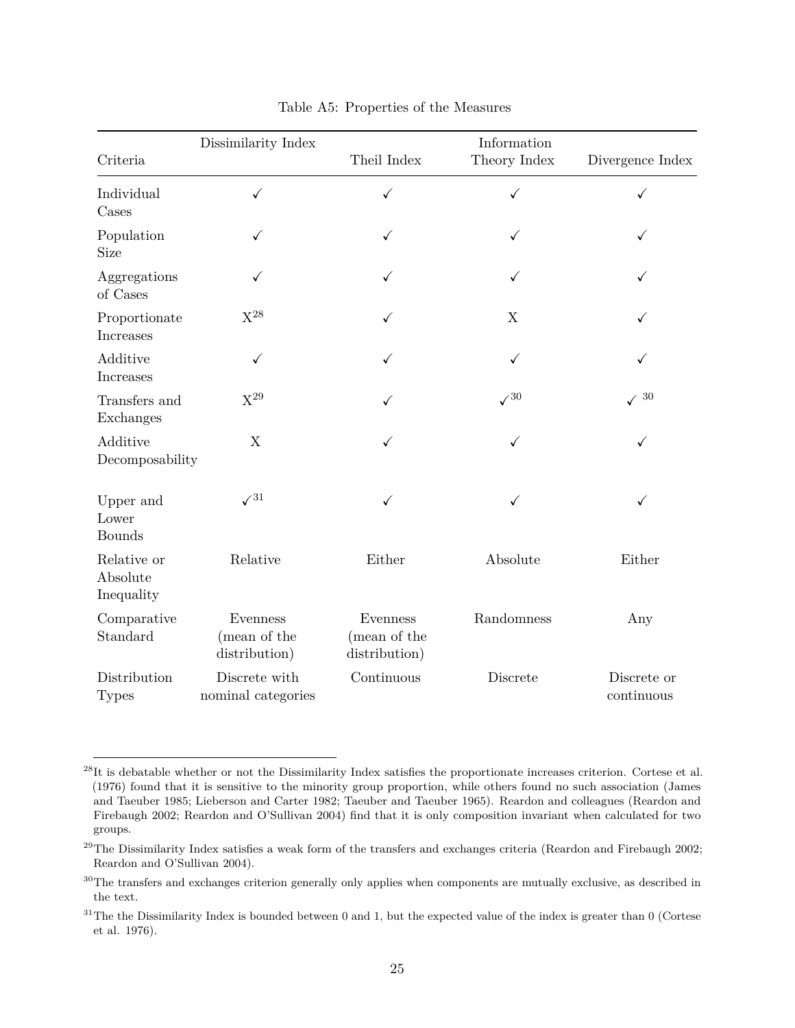Table A5: Properties of the Measures

| Criteria | Dissimilarity Index | Theil Index | Information Theory Index | Divergence Index |
|---|---|---|---|---|
| Individual Cases | ✓ | ✓ | ✓ | ✓ |
| Population Size | ✓ | ✓ | ✓ | ✓ |
| Aggregations of Cases | ✓ | ✓ | ✓ | ✓ |
| Proportionate Increases | X[28] | ✓ | X | ✓ |
| Additive Increases | ✓ | ✓ | ✓ | ✓ |
| Transfers and Exchanges | X[29] | ✓ | ✓[30] | ✓[30] |
| Additive Decomposability | X | ✓ | ✓ | ✓ |
| Upper and Lower Bounds | ✓[31] | ✓ | ✓ | ✓ |
| Relative or Absolute Inequality | Relative | Either | Absolute | Either |
| Comparative Standard | Evenness (mean of the distribution) | Evenness (mean of the distribution) | Randomness | Any |
| Distribution Types | Discrete with nominal categories | Continuous | Discrete | Discrete or continuous |

[28] It is debatable whether or not the Dissimilarity Index satisfies the proportionate increases criterion. Cortese et al. (1976) found that it is sensitive to the minority group proportion, while others found no such association (James and Taeuber 1985; Lieberson and Carter 1982; Taeuber and Taeuber 1965). Reardon and colleagues (Reardon and Firebaugh 2002; Reardon and O'Sullivan 2004) find that it is only composition invariant when calculated for two groups.

[29] The Dissimilarity Index satisfies a weak form of the transfers and exchanges criteria (Reardon and Firebaugh 2002; Reardon and O'Sullivan 2004).

[30] The transfers and exchanges criterion generally only applies when components are mutually exclusive, as described in the text.

[31] The the Dissimilarity Index is bounded between 0 and 1, but the expected value of the index is greater than 0 (Cortese et al. 1976).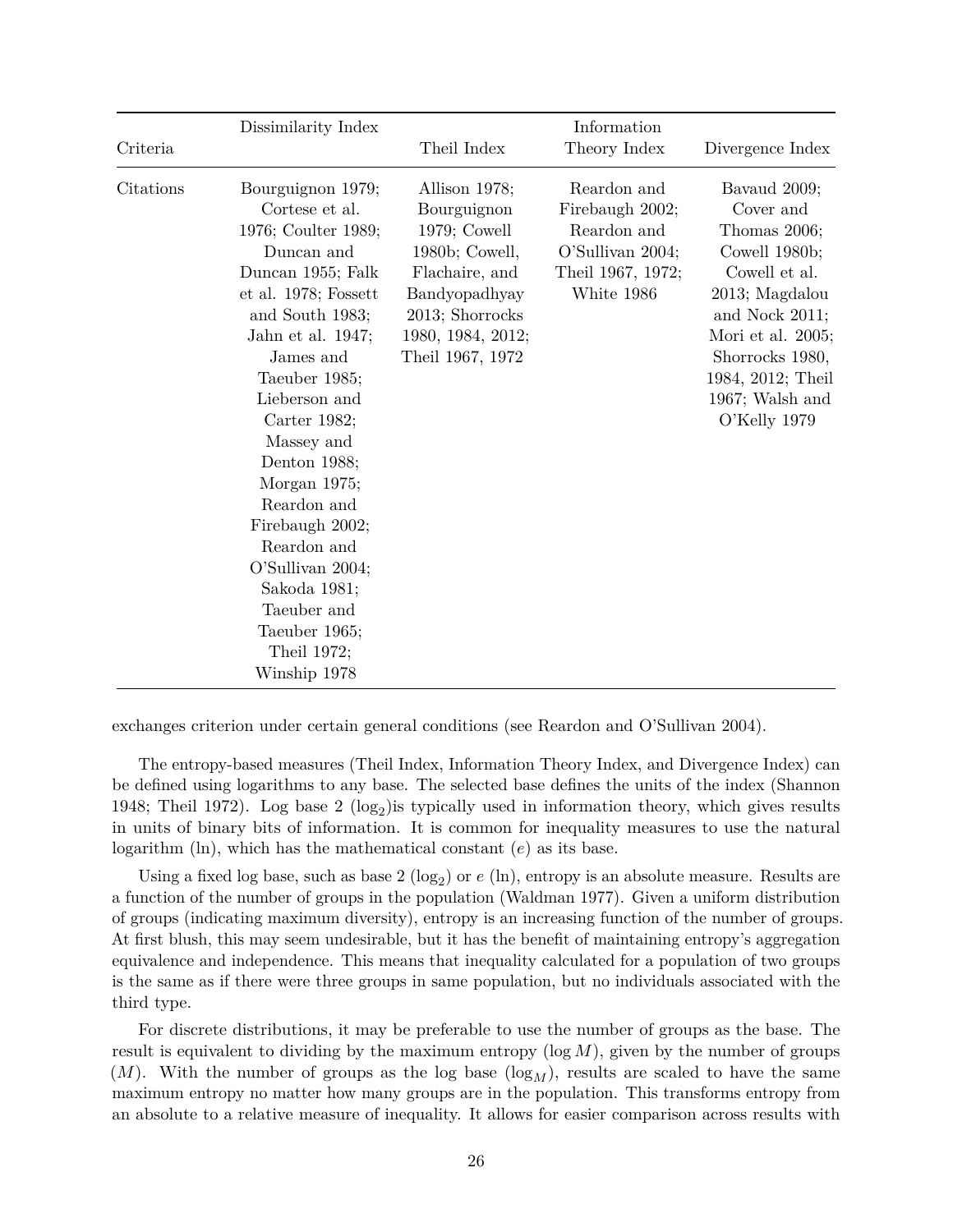| Criteria | Dissimilarity Index | Theil Index | Information Theory Index | Divergence Index |
|---|---|---|---|---|
| Citations | Bourguignon 1979; Cortese et al. 1976; Coulter 1989; Duncan and Duncan 1955; Falk et al. 1978; Fossett and South 1983; Jahn et al. 1947; James and Taeuber 1985; Lieberson and Carter 1982; Massey and Denton 1988; Morgan 1975; Reardon and Firebaugh 2002; Reardon and O'Sullivan 2004; Sakoda 1981; Taeuber and Taeuber 1965; Theil 1972; Winship 1978 | Allison 1978; Bourguignon 1979; Cowell 1980b; Cowell, Flachaire, and Bandyopadhyay 2013; Shorrocks 1980, 1984, 2012; Theil 1967, 1972 | Reardon and Firebaugh 2002; Reardon and O'Sullivan 2004; Theil 1967, 1972; White 1986 | Bavaud 2009; Cover and Thomas 2006; Cowell 1980b; Cowell et al. 2013; Magdalou and Nock 2011; Mori et al. 2005; Shorrocks 1980, 1984, 2012; Theil 1967; Walsh and O'Kelly 1979 |

exchanges criterion under certain general conditions (see Reardon and O'Sullivan 2004).

The entropy-based measures (Theil Index, Information Theory Index, and Divergence Index) can be defined using logarithms to any base. The selected base defines the units of the index (Shannon 1948; Theil 1972). Log base 2 ($\log_2$)is typically used in information theory, which gives results in units of binary bits of information. It is common for inequality measures to use the natural logarithm (ln), which has the mathematical constant ($e$) as its base.

Using a fixed log base, such as base 2 ($\log_2$) or $e$ (ln), entropy is an absolute measure. Results are a function of the number of groups in the population (Waldman 1977). Given a uniform distribution of groups (indicating maximum diversity), entropy is an increasing function of the number of groups. At first blush, this may seem undesirable, but it has the benefit of maintaining entropy's aggregation equivalence and independence. This means that inequality calculated for a population of two groups is the same as if there were three groups in same population, but no individuals associated with the third type.

For discrete distributions, it may be preferable to use the number of groups as the base. The result is equivalent to dividing by the maximum entropy ($\log M$), given by the number of groups ($M$). With the number of groups as the log base ($\log_M$), results are scaled to have the same maximum entropy no matter how many groups are in the population. This transforms entropy from an absolute to a relative measure of inequality. It allows for easier comparison across results with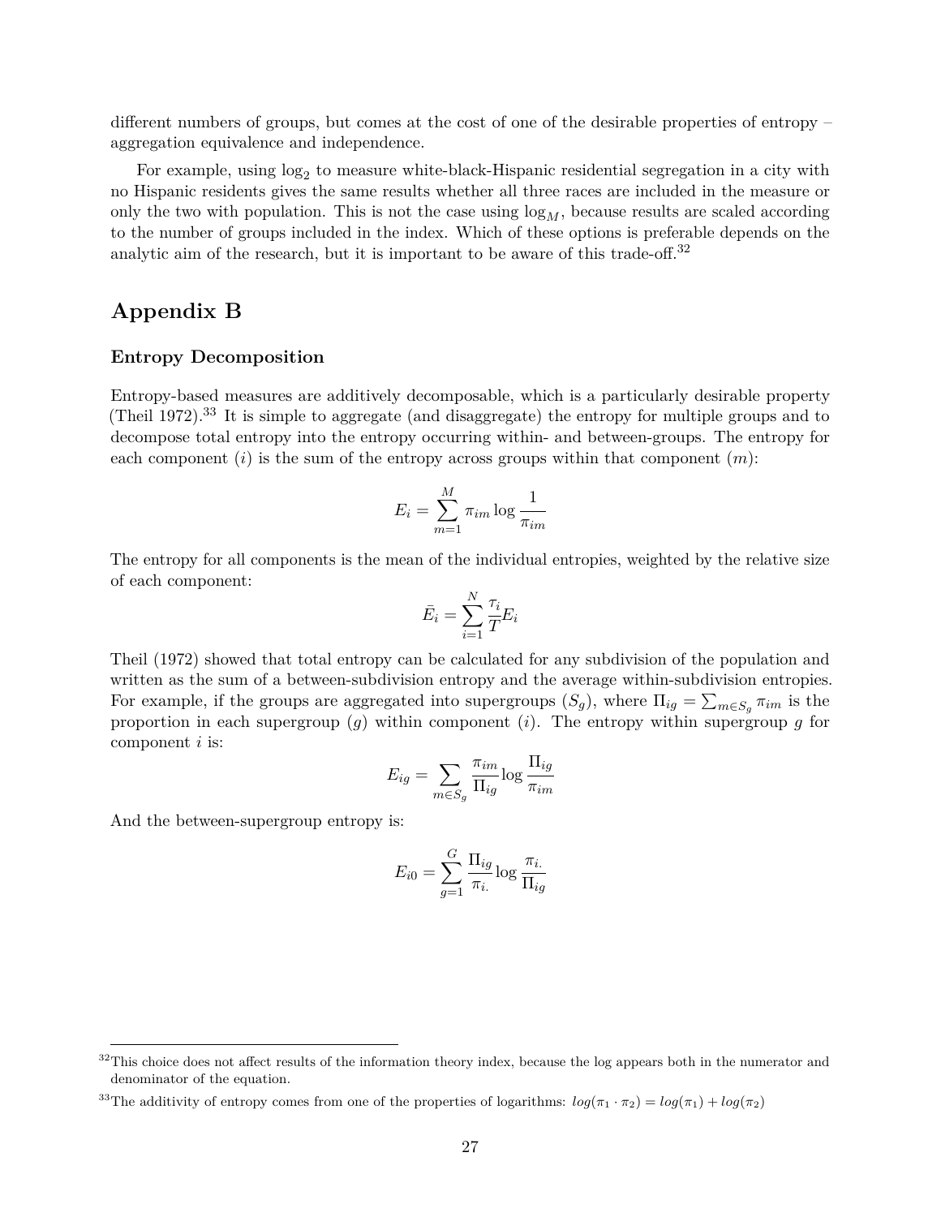different numbers of groups, but comes at the cost of one of the desirable properties of entropy – aggregation equivalence and independence.

For example, using $\log_2$ to measure white-black-Hispanic residential segregation in a city with no Hispanic residents gives the same results whether all three races are included in the measure or only the two with population. This is not the case using $\log_M$, because results are scaled according to the number of groups included in the index. Which of these options is preferable depends on the analytic aim of the research, but it is important to be aware of this trade-off.[32]

## Appendix B

### Entropy Decomposition

Entropy-based measures are additively decomposable, which is a particularly desirable property (Theil 1972).[33] It is simple to aggregate (and disaggregate) the entropy for multiple groups and to decompose total entropy into the entropy occurring within- and between-groups. The entropy for each component ($i$) is the sum of the entropy across groups within that component ($m$):

$$E_i = \sum_{m=1}^{M} \pi_{im} \log \frac{1}{\pi_{im}}$$

The entropy for all components is the mean of the individual entropies, weighted by the relative size of each component:

$$\bar{E_i} = \sum_{i=1}^{N} \frac{\tau_i}{T} E_i$$

Theil (1972) showed that total entropy can be calculated for any subdivision of the population and written as the sum of a between-subdivision entropy and the average within-subdivision entropies. For example, if the groups are aggregated into supergroups ($S_g$), where $\Pi_{ig} = \sum_{m \in S_g} \pi_{im}$ is the proportion in each supergroup ($g$) within component ($i$). The entropy within supergroup $g$ for component $i$ is:

$$E_{ig} = \sum_{m \in S_g} \frac{\pi_{im}}{\Pi_{ig}} \log \frac{\Pi_{ig}}{\pi_{im}}$$

And the between-supergroup entropy is:

$$E_{i0} = \sum_{g=1}^{G} \frac{\Pi_{ig}}{\pi_{i.}} \log \frac{\pi_{i.}}{\Pi_{ig}}$$

---

[32] This choice does not affect results of the information theory index, because the log appears both in the numerator and denominator of the equation.

[33] The additivity of entropy comes from one of the properties of logarithms: $log(\pi_1 \cdot \pi_2) = log(\pi_1) + log(\pi_2)$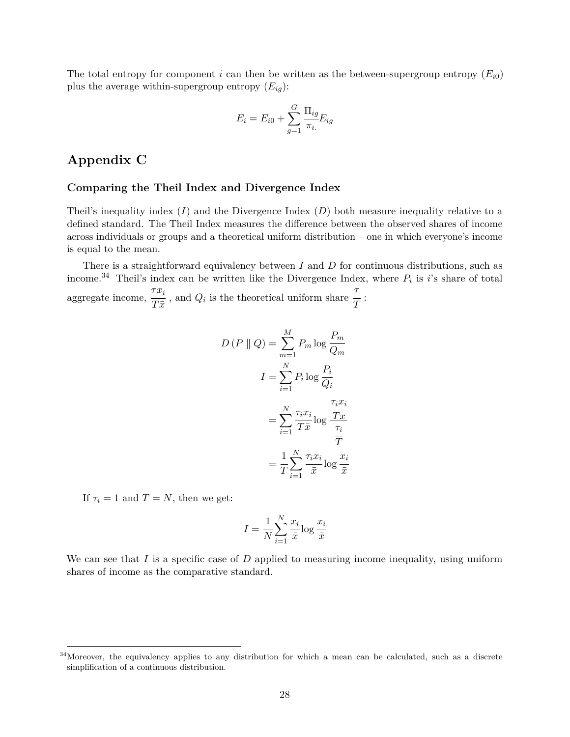The total entropy for component $i$ can then be written as the between-supergroup entropy ($E_{i0}$) plus the average within-supergroup entropy ($E_{ig}$):

$$E_i = E_{i0} + \sum_{g=1}^{G} \frac{\Pi_{ig}}{\pi_{i.}} E_{ig}$$

# Appendix C

### Comparing the Theil Index and Divergence Index

Theil's inequality index ($I$) and the Divergence Index ($D$) both measure inequality relative to a defined standard. The Theil Index measures the difference between the observed shares of income across individuals or groups and a theoretical uniform distribution – one in which everyone's income is equal to the mean.

There is a straightforward equivalency between $I$ and $D$ for continuous distributions, such as income.[34] Theil's index can be written like the Divergence Index, where $P_i$ is $i$'s share of total aggregate income, $\frac{\tau x_i}{T\bar{x}}$, and $Q_i$ is the theoretical uniform share $\frac{\tau}{T}$:

$$\begin{aligned}
D\left(P \parallel Q\right) &= \sum_{m=1}^{M} P_m \log \frac{P_m}{Q_m} \\
I &= \sum_{i=1}^{N} P_i \log \frac{P_i}{Q_i} \\
&= \sum_{i=1}^{N} \frac{\tau_i x_i}{T\bar{x}} \log \frac{\frac{\tau_i x_i}{T\bar{x}}}{\frac{\tau_i}{T}} \\
&= \frac{1}{T} \sum_{i=1}^{N} \frac{\tau_i x_i}{\bar{x}} \log \frac{x_i}{\bar{x}}
\end{aligned}$$

If $\tau_i = 1$ and $T = N$, then we get:

$$I = \frac{1}{N} \sum_{i=1}^{N} \frac{x_i}{\bar{x}} \log \frac{x_i}{\bar{x}}$$

We can see that $I$ is a specific case of $D$ applied to measuring income inequality, using uniform shares of income as the comparative standard.

[34] Moreover, the equivalency applies to any distribution for which a mean can be calculated, such as a discrete simplification of a continuous distribution.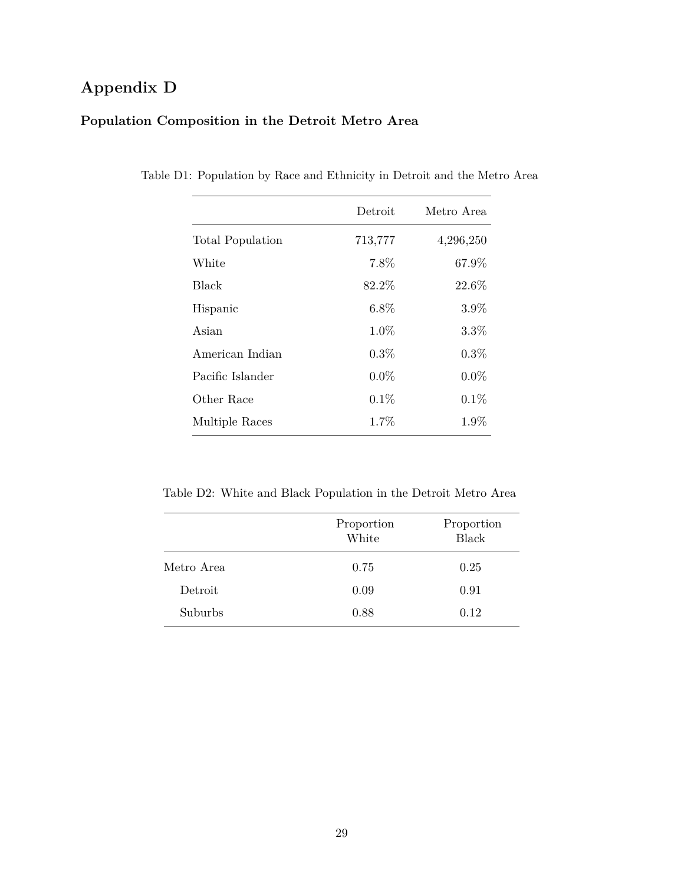# Appendix D

## Population Composition in the Detroit Metro Area

Table D1: Population by Race and Ethnicity in Detroit and the Metro Area

| | Detroit | Metro Area |
|---|---|---|
| Total Population | 713,777 | 4,296,250 |
| White | 7.8% | 67.9% |
| Black | 82.2% | 22.6% |
| Hispanic | 6.8% | 3.9% |
| Asian | 1.0% | 3.3% |
| American Indian | 0.3% | 0.3% |
| Pacific Islander | 0.0% | 0.0% |
| Other Race | 0.1% | 0.1% |
| Multiple Races | 1.7% | 1.9% |

Table D2: White and Black Population in the Detroit Metro Area

| | Proportion White | Proportion Black |
|---|---|---|
| Metro Area | 0.75 | 0.25 |
| Detroit | 0.09 | 0.91 |
| Suburbs | 0.88 | 0.12 |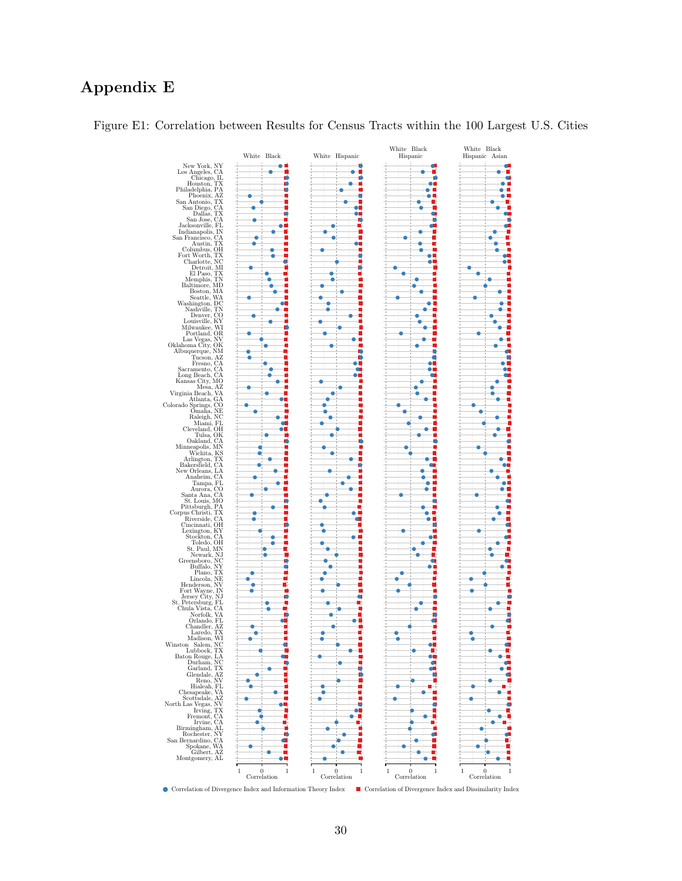# Appendix E

Figure E1: Correlation between Results for Census Tracts within the 100 Largest U.S. Cities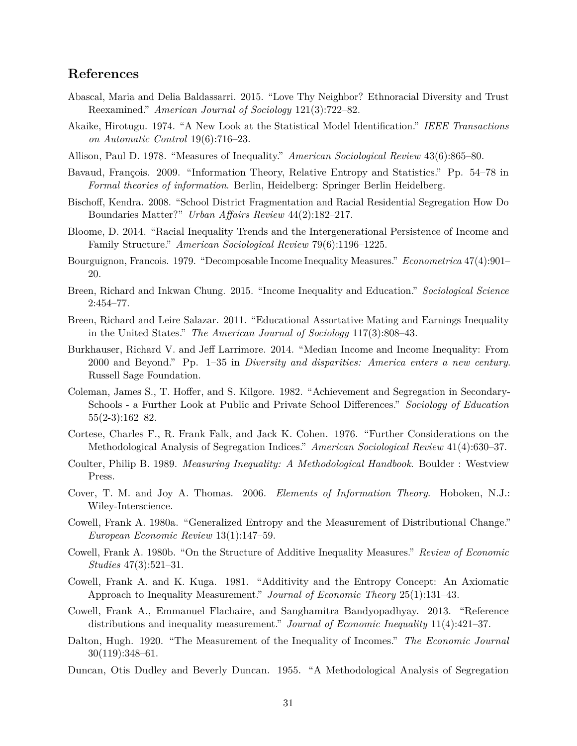## References

Abascal, Maria and Delia Baldassarri. 2015. "Love Thy Neighbor? Ethnoracial Diversity and Trust Reexamined." *American Journal of Sociology* 121(3):722–82.

Akaike, Hirotugu. 1974. "A New Look at the Statistical Model Identification." *IEEE Transactions on Automatic Control* 19(6):716–23.

Allison, Paul D. 1978. "Measures of Inequality." *American Sociological Review* 43(6):865–80.

Bavaud, François. 2009. "Information Theory, Relative Entropy and Statistics." Pp. 54–78 in *Formal theories of information*. Berlin, Heidelberg: Springer Berlin Heidelberg.

Bischoff, Kendra. 2008. "School District Fragmentation and Racial Residential Segregation How Do Boundaries Matter?" *Urban Affairs Review* 44(2):182–217.

Bloome, D. 2014. "Racial Inequality Trends and the Intergenerational Persistence of Income and Family Structure." *American Sociological Review* 79(6):1196–1225.

Bourguignon, Francois. 1979. "Decomposable Income Inequality Measures." *Econometrica* 47(4):901–20.

Breen, Richard and Inkwan Chung. 2015. "Income Inequality and Education." *Sociological Science* 2:454–77.

Breen, Richard and Leire Salazar. 2011. "Educational Assortative Mating and Earnings Inequality in the United States." *The American Journal of Sociology* 117(3):808–43.

Burkhauser, Richard V. and Jeff Larrimore. 2014. "Median Income and Income Inequality: From 2000 and Beyond." Pp. 1–35 in *Diversity and disparities: America enters a new century*. Russell Sage Foundation.

Coleman, James S., T. Hoffer, and S. Kilgore. 1982. "Achievement and Segregation in Secondary-Schools - a Further Look at Public and Private School Differences." *Sociology of Education* 55(2-3):162–82.

Cortese, Charles F., R. Frank Falk, and Jack K. Cohen. 1976. "Further Considerations on the Methodological Analysis of Segregation Indices." *American Sociological Review* 41(4):630–37.

Coulter, Philip B. 1989. *Measuring Inequality: A Methodological Handbook*. Boulder : Westview Press.

Cover, T. M. and Joy A. Thomas. 2006. *Elements of Information Theory*. Hoboken, N.J.: Wiley-Interscience.

Cowell, Frank A. 1980a. "Generalized Entropy and the Measurement of Distributional Change." *European Economic Review* 13(1):147–59.

Cowell, Frank A. 1980b. "On the Structure of Additive Inequality Measures." *Review of Economic Studies* 47(3):521–31.

Cowell, Frank A. and K. Kuga. 1981. "Additivity and the Entropy Concept: An Axiomatic Approach to Inequality Measurement." *Journal of Economic Theory* 25(1):131–43.

Cowell, Frank A., Emmanuel Flachaire, and Sanghamitra Bandyopadhyay. 2013. "Reference distributions and inequality measurement." *Journal of Economic Inequality* 11(4):421–37.

Dalton, Hugh. 1920. "The Measurement of the Inequality of Incomes." *The Economic Journal* 30(119):348–61.

Duncan, Otis Dudley and Beverly Duncan. 1955. "A Methodological Analysis of Segregation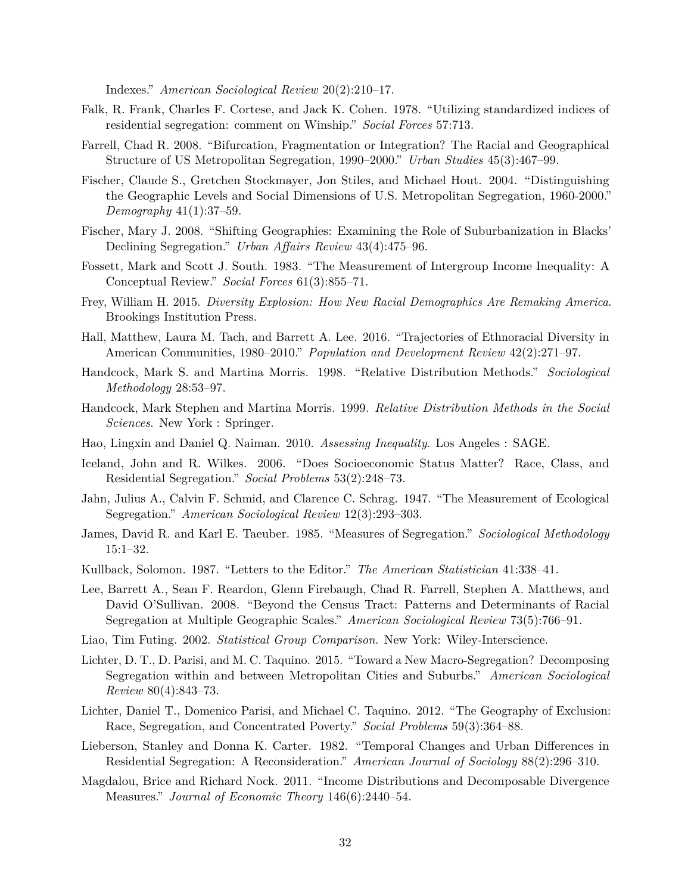Indexes." *American Sociological Review* 20(2):210–17.

Falk, R. Frank, Charles F. Cortese, and Jack K. Cohen. 1978. "Utilizing standardized indices of residential segregation: comment on Winship." *Social Forces* 57:713.

Farrell, Chad R. 2008. "Bifurcation, Fragmentation or Integration? The Racial and Geographical Structure of US Metropolitan Segregation, 1990–2000." *Urban Studies* 45(3):467–99.

Fischer, Claude S., Gretchen Stockmayer, Jon Stiles, and Michael Hout. 2004. "Distinguishing the Geographic Levels and Social Dimensions of U.S. Metropolitan Segregation, 1960-2000." *Demography* 41(1):37–59.

Fischer, Mary J. 2008. "Shifting Geographies: Examining the Role of Suburbanization in Blacks' Declining Segregation." *Urban Affairs Review* 43(4):475–96.

Fossett, Mark and Scott J. South. 1983. "The Measurement of Intergroup Income Inequality: A Conceptual Review." *Social Forces* 61(3):855–71.

Frey, William H. 2015. *Diversity Explosion: How New Racial Demographics Are Remaking America*. Brookings Institution Press.

Hall, Matthew, Laura M. Tach, and Barrett A. Lee. 2016. "Trajectories of Ethnoracial Diversity in American Communities, 1980–2010." *Population and Development Review* 42(2):271–97.

Handcock, Mark S. and Martina Morris. 1998. "Relative Distribution Methods." *Sociological Methodology* 28:53–97.

Handcock, Mark Stephen and Martina Morris. 1999. *Relative Distribution Methods in the Social Sciences*. New York : Springer.

Hao, Lingxin and Daniel Q. Naiman. 2010. *Assessing Inequality*. Los Angeles : SAGE.

Iceland, John and R. Wilkes. 2006. "Does Socioeconomic Status Matter? Race, Class, and Residential Segregation." *Social Problems* 53(2):248–73.

Jahn, Julius A., Calvin F. Schmid, and Clarence C. Schrag. 1947. "The Measurement of Ecological Segregation." *American Sociological Review* 12(3):293–303.

James, David R. and Karl E. Taeuber. 1985. "Measures of Segregation." *Sociological Methodology* 15:1–32.

Kullback, Solomon. 1987. "Letters to the Editor." *The American Statistician* 41:338–41.

Lee, Barrett A., Sean F. Reardon, Glenn Firebaugh, Chad R. Farrell, Stephen A. Matthews, and David O'Sullivan. 2008. "Beyond the Census Tract: Patterns and Determinants of Racial Segregation at Multiple Geographic Scales." *American Sociological Review* 73(5):766–91.

Liao, Tim Futing. 2002. *Statistical Group Comparison*. New York: Wiley-Interscience.

Lichter, D. T., D. Parisi, and M. C. Taquino. 2015. "Toward a New Macro-Segregation? Decomposing Segregation within and between Metropolitan Cities and Suburbs." *American Sociological Review* 80(4):843–73.

Lichter, Daniel T., Domenico Parisi, and Michael C. Taquino. 2012. "The Geography of Exclusion: Race, Segregation, and Concentrated Poverty." *Social Problems* 59(3):364–88.

Lieberson, Stanley and Donna K. Carter. 1982. "Temporal Changes and Urban Differences in Residential Segregation: A Reconsideration." *American Journal of Sociology* 88(2):296–310.

Magdalou, Brice and Richard Nock. 2011. "Income Distributions and Decomposable Divergence Measures." *Journal of Economic Theory* 146(6):2440–54.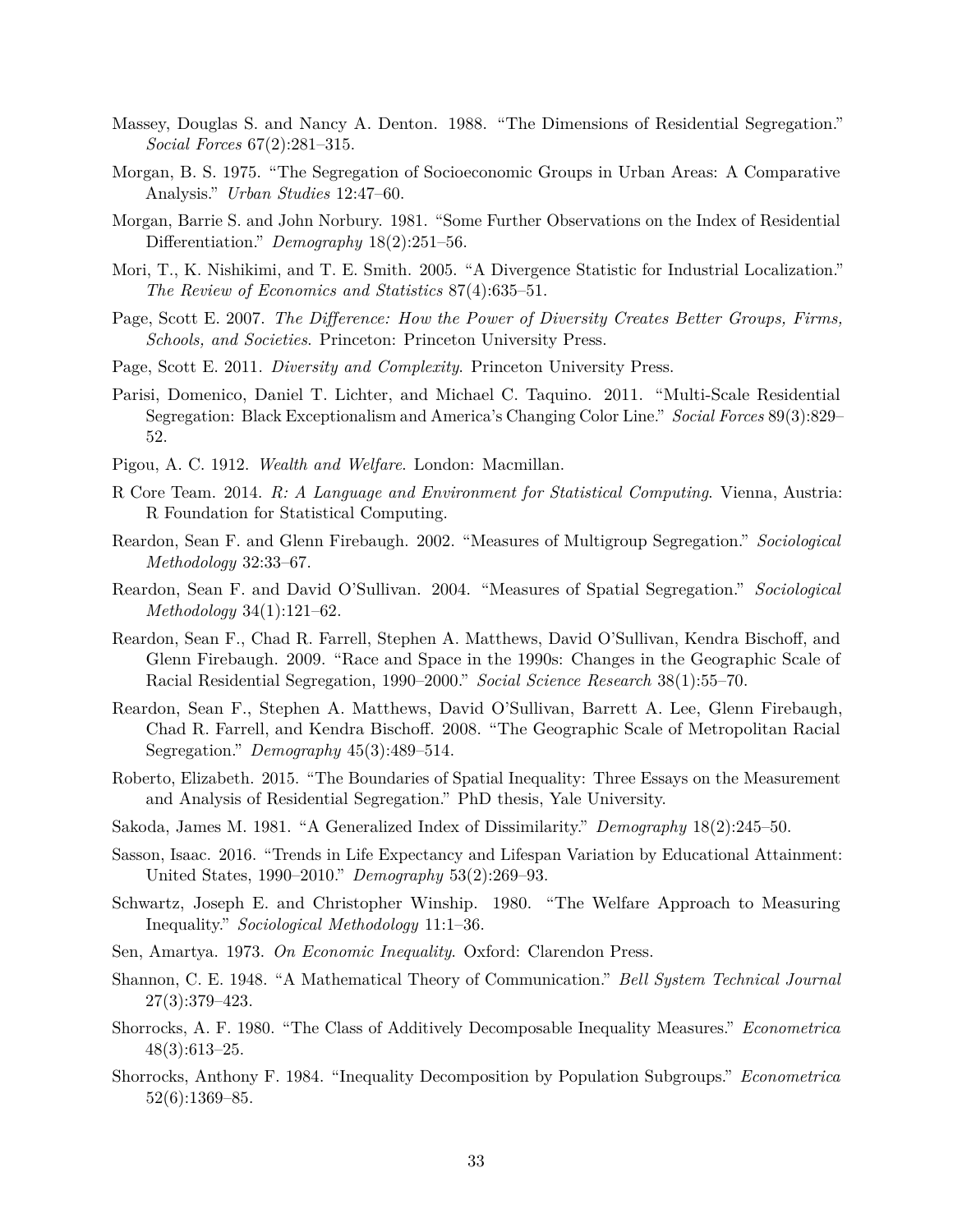Massey, Douglas S. and Nancy A. Denton. 1988. "The Dimensions of Residential Segregation." *Social Forces* 67(2):281–315.

Morgan, B. S. 1975. "The Segregation of Socioeconomic Groups in Urban Areas: A Comparative Analysis." *Urban Studies* 12:47–60.

Morgan, Barrie S. and John Norbury. 1981. "Some Further Observations on the Index of Residential Differentiation." *Demography* 18(2):251–56.

Mori, T., K. Nishikimi, and T. E. Smith. 2005. "A Divergence Statistic for Industrial Localization." *The Review of Economics and Statistics* 87(4):635–51.

Page, Scott E. 2007. *The Difference: How the Power of Diversity Creates Better Groups, Firms, Schools, and Societies*. Princeton: Princeton University Press.

Page, Scott E. 2011. *Diversity and Complexity*. Princeton University Press.

Parisi, Domenico, Daniel T. Lichter, and Michael C. Taquino. 2011. "Multi-Scale Residential Segregation: Black Exceptionalism and America's Changing Color Line." *Social Forces* 89(3):829–52.

Pigou, A. C. 1912. *Wealth and Welfare*. London: Macmillan.

R Core Team. 2014. *R: A Language and Environment for Statistical Computing*. Vienna, Austria: R Foundation for Statistical Computing.

Reardon, Sean F. and Glenn Firebaugh. 2002. "Measures of Multigroup Segregation." *Sociological Methodology* 32:33–67.

Reardon, Sean F. and David O'Sullivan. 2004. "Measures of Spatial Segregation." *Sociological Methodology* 34(1):121–62.

Reardon, Sean F., Chad R. Farrell, Stephen A. Matthews, David O'Sullivan, Kendra Bischoff, and Glenn Firebaugh. 2009. "Race and Space in the 1990s: Changes in the Geographic Scale of Racial Residential Segregation, 1990–2000." *Social Science Research* 38(1):55–70.

Reardon, Sean F., Stephen A. Matthews, David O'Sullivan, Barrett A. Lee, Glenn Firebaugh, Chad R. Farrell, and Kendra Bischoff. 2008. "The Geographic Scale of Metropolitan Racial Segregation." *Demography* 45(3):489–514.

Roberto, Elizabeth. 2015. "The Boundaries of Spatial Inequality: Three Essays on the Measurement and Analysis of Residential Segregation." PhD thesis, Yale University.

Sakoda, James M. 1981. "A Generalized Index of Dissimilarity." *Demography* 18(2):245–50.

Sasson, Isaac. 2016. "Trends in Life Expectancy and Lifespan Variation by Educational Attainment: United States, 1990–2010." *Demography* 53(2):269–93.

Schwartz, Joseph E. and Christopher Winship. 1980. "The Welfare Approach to Measuring Inequality." *Sociological Methodology* 11:1–36.

Sen, Amartya. 1973. *On Economic Inequality*. Oxford: Clarendon Press.

Shannon, C. E. 1948. "A Mathematical Theory of Communication." *Bell System Technical Journal* 27(3):379–423.

Shorrocks, A. F. 1980. "The Class of Additively Decomposable Inequality Measures." *Econometrica* 48(3):613–25.

Shorrocks, Anthony F. 1984. "Inequality Decomposition by Population Subgroups." *Econometrica* 52(6):1369–85.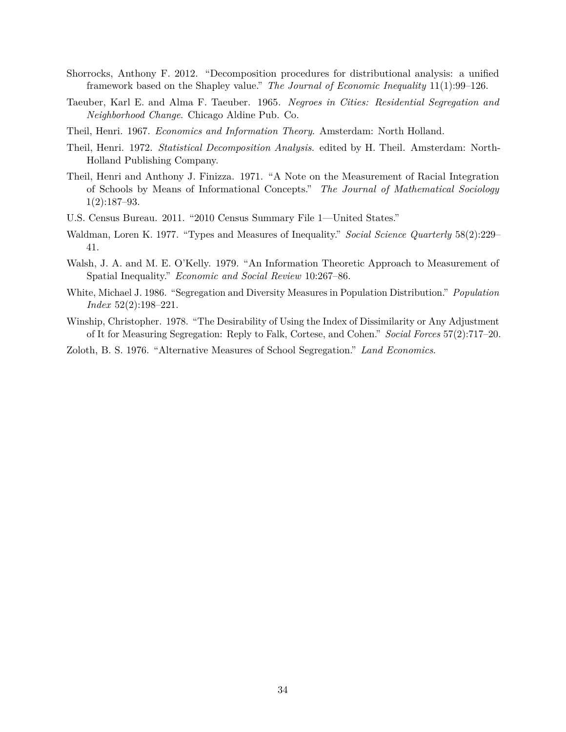Shorrocks, Anthony F. 2012. "Decomposition procedures for distributional analysis: a unified framework based on the Shapley value." *The Journal of Economic Inequality* 11(1):99–126.

Taeuber, Karl E. and Alma F. Taeuber. 1965. *Negroes in Cities: Residential Segregation and Neighborhood Change*. Chicago Aldine Pub. Co.

Theil, Henri. 1967. *Economics and Information Theory*. Amsterdam: North Holland.

Theil, Henri. 1972. *Statistical Decomposition Analysis*. edited by H. Theil. Amsterdam: North-Holland Publishing Company.

Theil, Henri and Anthony J. Finizza. 1971. "A Note on the Measurement of Racial Integration of Schools by Means of Informational Concepts." *The Journal of Mathematical Sociology* 1(2):187–93.

U.S. Census Bureau. 2011. "2010 Census Summary File 1—United States."

Waldman, Loren K. 1977. "Types and Measures of Inequality." *Social Science Quarterly* 58(2):229–41.

Walsh, J. A. and M. E. O'Kelly. 1979. "An Information Theoretic Approach to Measurement of Spatial Inequality." *Economic and Social Review* 10:267–86.

White, Michael J. 1986. "Segregation and Diversity Measures in Population Distribution." *Population Index* 52(2):198–221.

Winship, Christopher. 1978. "The Desirability of Using the Index of Dissimilarity or Any Adjustment of It for Measuring Segregation: Reply to Falk, Cortese, and Cohen." *Social Forces* 57(2):717–20.

Zoloth, B. S. 1976. "Alternative Measures of School Segregation." *Land Economics*.